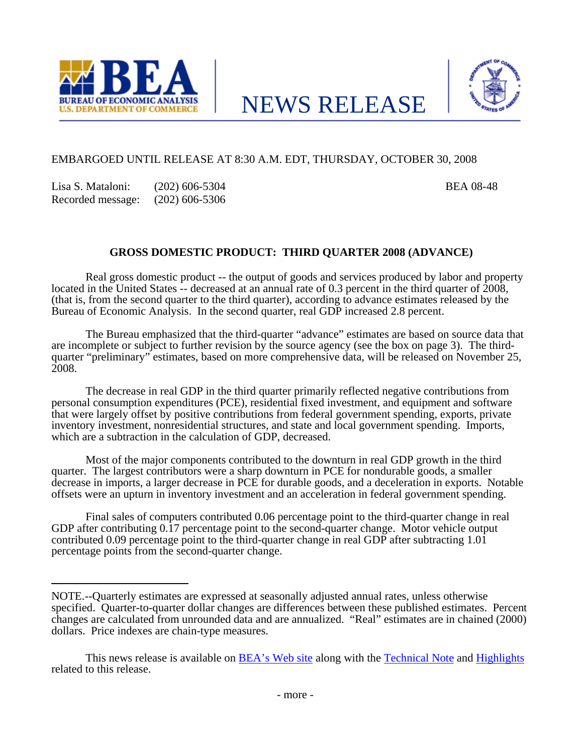BUREAU OF ECONOMIC ANALYSIS
U.S. DEPARTMENT OF COMMERCE

# NEWS RELEASE

EMBARGOED UNTIL RELEASE AT 8:30 A.M. EDT, THURSDAY, OCTOBER 30, 2008

Lisa S. Mataloni: (202) 606-5304
Recorded message: (202) 606-5306

BEA 08-48

## GROSS DOMESTIC PRODUCT: THIRD QUARTER 2008 (ADVANCE)

Real gross domestic product -- the output of goods and services produced by labor and property located in the United States -- decreased at an annual rate of 0.3 percent in the third quarter of 2008, (that is, from the second quarter to the third quarter), according to advance estimates released by the Bureau of Economic Analysis. In the second quarter, real GDP increased 2.8 percent.

The Bureau emphasized that the third-quarter "advance" estimates are based on source data that are incomplete or subject to further revision by the source agency (see the box on page 3). The third-quarter "preliminary" estimates, based on more comprehensive data, will be released on November 25, 2008.

The decrease in real GDP in the third quarter primarily reflected negative contributions from personal consumption expenditures (PCE), residential fixed investment, and equipment and software that were largely offset by positive contributions from federal government spending, exports, private inventory investment, nonresidential structures, and state and local government spending. Imports, which are a subtraction in the calculation of GDP, decreased.

Most of the major components contributed to the downturn in real GDP growth in the third quarter. The largest contributors were a sharp downturn in PCE for nondurable goods, a smaller decrease in imports, a larger decrease in PCE for durable goods, and a deceleration in exports. Notable offsets were an upturn in inventory investment and an acceleration in federal government spending.

Final sales of computers contributed 0.06 percentage point to the third-quarter change in real GDP after contributing 0.17 percentage point to the second-quarter change. Motor vehicle output contributed 0.09 percentage point to the third-quarter change in real GDP after subtracting 1.01 percentage points from the second-quarter change.

---

NOTE.--Quarterly estimates are expressed at seasonally adjusted annual rates, unless otherwise specified. Quarter-to-quarter dollar changes are differences between these published estimates. Percent changes are calculated from unrounded data and are annualized. "Real" estimates are in chained (2000) dollars. Price indexes are chain-type measures.

This news release is available on BEA's Web site along with the Technical Note and Highlights related to this release.

- more -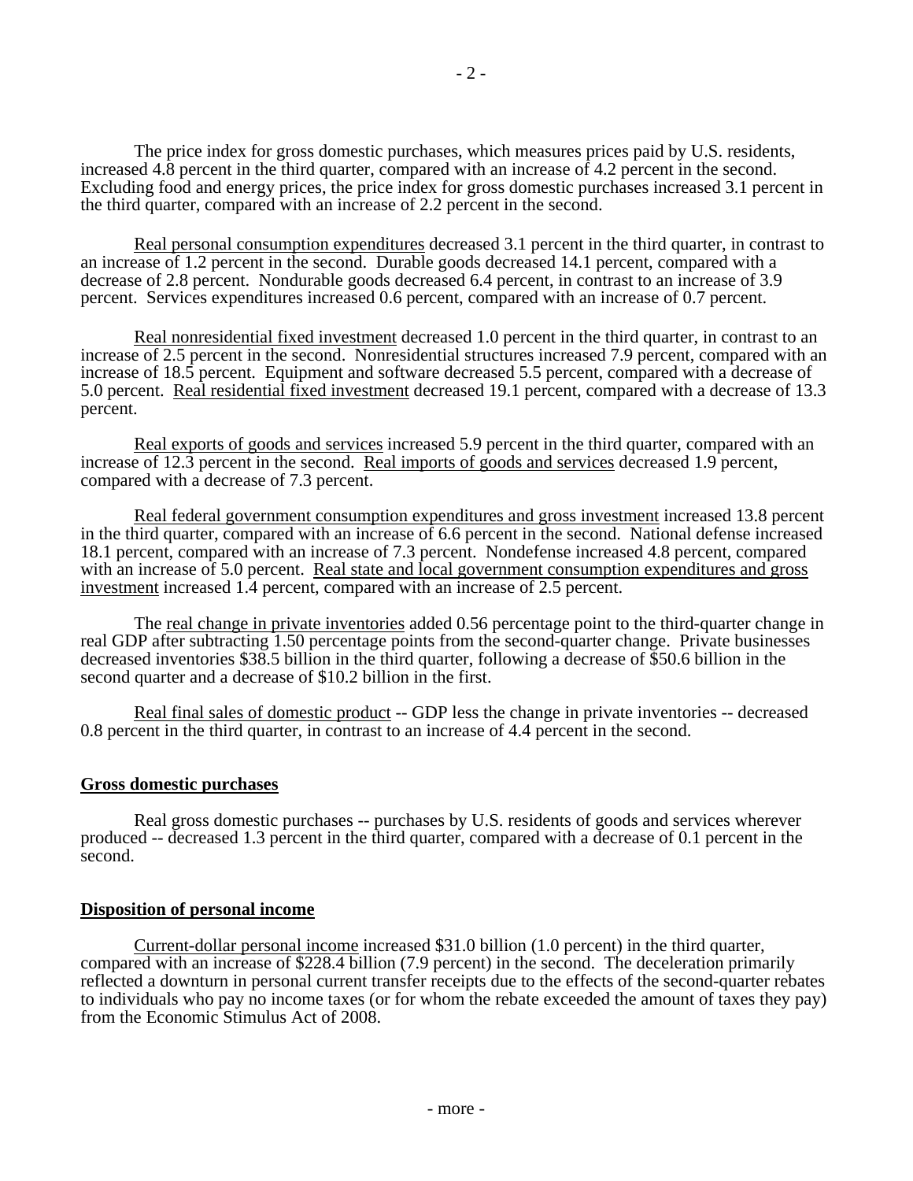The price index for gross domestic purchases, which measures prices paid by U.S. residents, increased 4.8 percent in the third quarter, compared with an increase of 4.2 percent in the second. Excluding food and energy prices, the price index for gross domestic purchases increased 3.1 percent in the third quarter, compared with an increase of 2.2 percent in the second.

Real personal consumption expenditures decreased 3.1 percent in the third quarter, in contrast to an increase of 1.2 percent in the second. Durable goods decreased 14.1 percent, compared with a decrease of 2.8 percent. Nondurable goods decreased 6.4 percent, in contrast to an increase of 3.9 percent. Services expenditures increased 0.6 percent, compared with an increase of 0.7 percent.

Real nonresidential fixed investment decreased 1.0 percent in the third quarter, in contrast to an increase of 2.5 percent in the second. Nonresidential structures increased 7.9 percent, compared with an increase of 18.5 percent. Equipment and software decreased 5.5 percent, compared with a decrease of 5.0 percent. Real residential fixed investment decreased 19.1 percent, compared with a decrease of 13.3 percent.

Real exports of goods and services increased 5.9 percent in the third quarter, compared with an increase of 12.3 percent in the second. Real imports of goods and services decreased 1.9 percent, compared with a decrease of 7.3 percent.

Real federal government consumption expenditures and gross investment increased 13.8 percent in the third quarter, compared with an increase of 6.6 percent in the second. National defense increased 18.1 percent, compared with an increase of 7.3 percent. Nondefense increased 4.8 percent, compared with an increase of 5.0 percent. Real state and local government consumption expenditures and gross investment increased 1.4 percent, compared with an increase of 2.5 percent.

The real change in private inventories added 0.56 percentage point to the third-quarter change in real GDP after subtracting 1.50 percentage points from the second-quarter change. Private businesses decreased inventories $38.5 billion in the third quarter, following a decrease of $50.6 billion in the second quarter and a decrease of $10.2 billion in the first.

Real final sales of domestic product -- GDP less the change in private inventories -- decreased 0.8 percent in the third quarter, in contrast to an increase of 4.4 percent in the second.

## Gross domestic purchases

Real gross domestic purchases -- purchases by U.S. residents of goods and services wherever produced -- decreased 1.3 percent in the third quarter, compared with a decrease of 0.1 percent in the second.

## Disposition of personal income

Current-dollar personal income increased $31.0 billion (1.0 percent) in the third quarter, compared with an increase of $228.4 billion (7.9 percent) in the second. The deceleration primarily reflected a downturn in personal current transfer receipts due to the effects of the second-quarter rebates to individuals who pay no income taxes (or for whom the rebate exceeded the amount of taxes they pay) from the Economic Stimulus Act of 2008.

- more -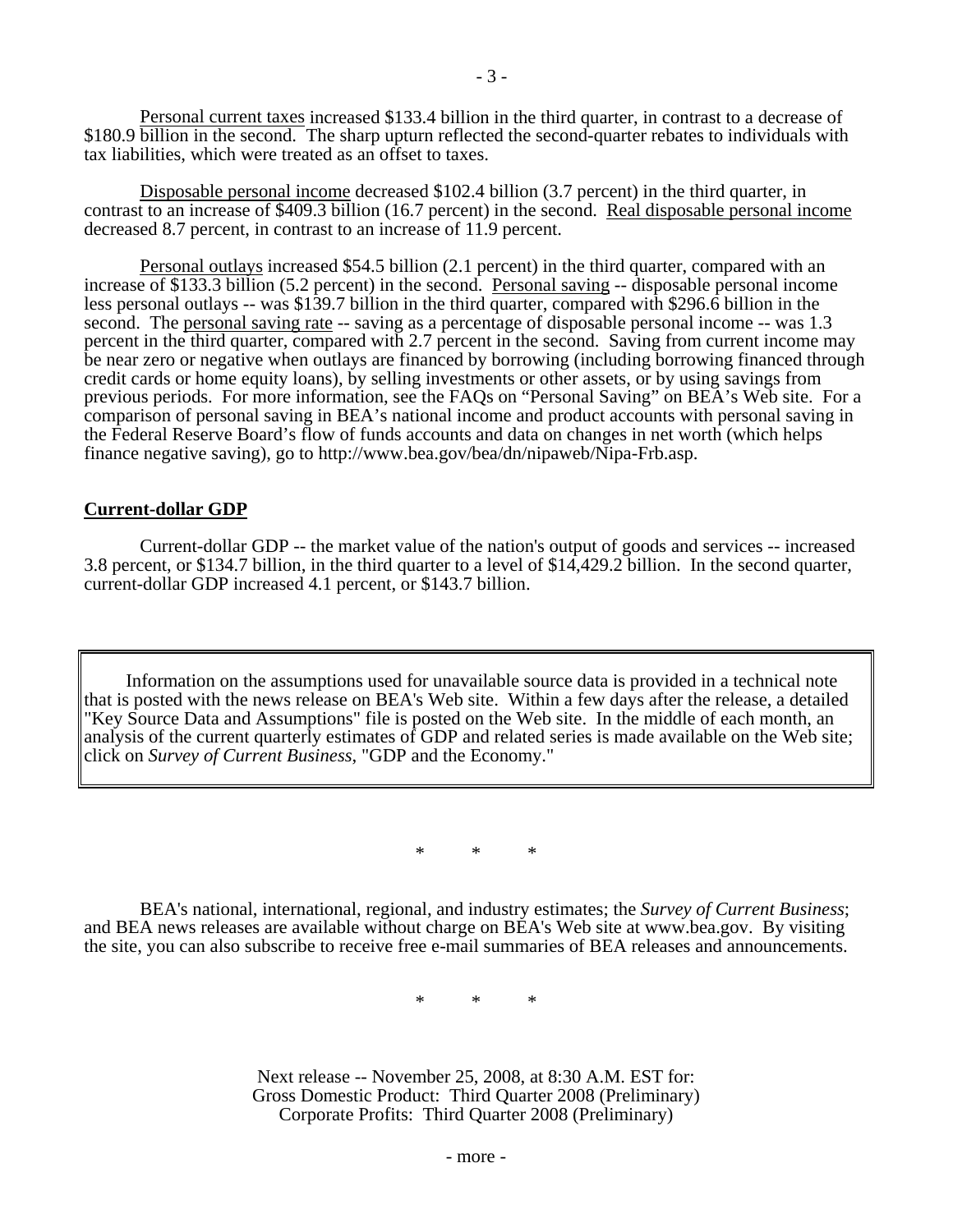Personal current taxes increased $133.4 billion in the third quarter, in contrast to a decrease of $180.9 billion in the second. The sharp upturn reflected the second-quarter rebates to individuals with tax liabilities, which were treated as an offset to taxes.

Disposable personal income decreased $102.4 billion (3.7 percent) in the third quarter, in contrast to an increase of $409.3 billion (16.7 percent) in the second. Real disposable personal income decreased 8.7 percent, in contrast to an increase of 11.9 percent.

Personal outlays increased $54.5 billion (2.1 percent) in the third quarter, compared with an increase of $133.3 billion (5.2 percent) in the second. Personal saving -- disposable personal income less personal outlays -- was $139.7 billion in the third quarter, compared with $296.6 billion in the second. The personal saving rate -- saving as a percentage of disposable personal income -- was 1.3 percent in the third quarter, compared with 2.7 percent in the second. Saving from current income may be near zero or negative when outlays are financed by borrowing (including borrowing financed through credit cards or home equity loans), by selling investments or other assets, or by using savings from previous periods. For more information, see the FAQs on "Personal Saving" on BEA's Web site. For a comparison of personal saving in BEA's national income and product accounts with personal saving in the Federal Reserve Board's flow of funds accounts and data on changes in net worth (which helps finance negative saving), go to http://www.bea.gov/bea/dn/nipaweb/Nipa-Frb.asp.

## Current-dollar GDP

Current-dollar GDP -- the market value of the nation's output of goods and services -- increased 3.8 percent, or $134.7 billion, in the third quarter to a level of $14,429.2 billion. In the second quarter, current-dollar GDP increased 4.1 percent, or $143.7 billion.

> Information on the assumptions used for unavailable source data is provided in a technical note that is posted with the news release on BEA's Web site. Within a few days after the release, a detailed "Key Source Data and Assumptions" file is posted on the Web site. In the middle of each month, an analysis of the current quarterly estimates of GDP and related series is made available on the Web site; click on *Survey of Current Business*, "GDP and the Economy."

\* \* \*

BEA's national, international, regional, and industry estimates; the *Survey of Current Business*; and BEA news releases are available without charge on BEA's Web site at www.bea.gov. By visiting the site, you can also subscribe to receive free e-mail summaries of BEA releases and announcements.

\* \* \*

Next release -- November 25, 2008, at 8:30 A.M. EST for:
Gross Domestic Product: Third Quarter 2008 (Preliminary)
Corporate Profits: Third Quarter 2008 (Preliminary)

- more -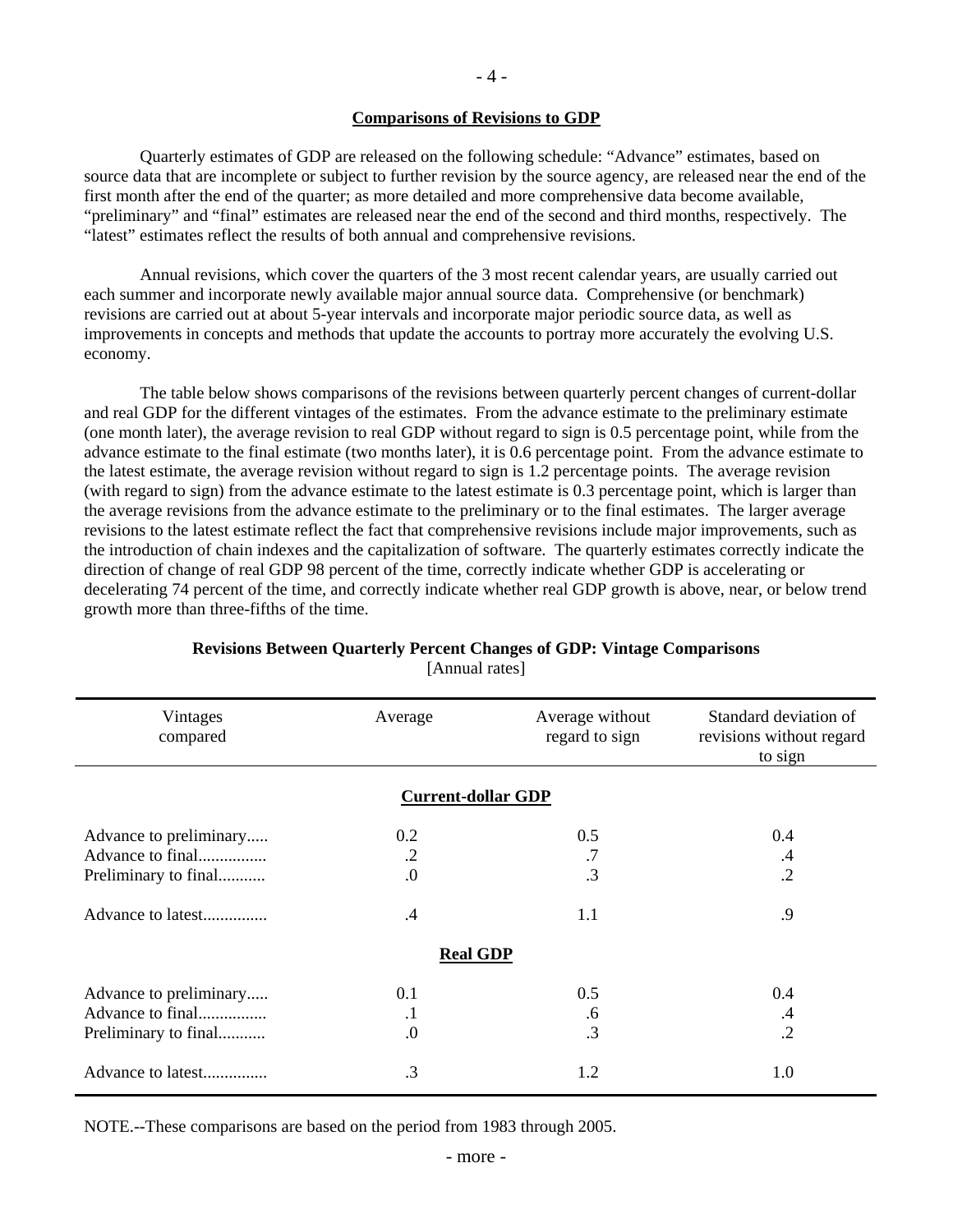## Comparisons of Revisions to GDP

Quarterly estimates of GDP are released on the following schedule: "Advance" estimates, based on source data that are incomplete or subject to further revision by the source agency, are released near the end of the first month after the end of the quarter; as more detailed and more comprehensive data become available, "preliminary" and "final" estimates are released near the end of the second and third months, respectively. The "latest" estimates reflect the results of both annual and comprehensive revisions.

Annual revisions, which cover the quarters of the 3 most recent calendar years, are usually carried out each summer and incorporate newly available major annual source data. Comprehensive (or benchmark) revisions are carried out at about 5-year intervals and incorporate major periodic source data, as well as improvements in concepts and methods that update the accounts to portray more accurately the evolving U.S. economy.

The table below shows comparisons of the revisions between quarterly percent changes of current-dollar and real GDP for the different vintages of the estimates. From the advance estimate to the preliminary estimate (one month later), the average revision to real GDP without regard to sign is 0.5 percentage point, while from the advance estimate to the final estimate (two months later), it is 0.6 percentage point. From the advance estimate to the latest estimate, the average revision without regard to sign is 1.2 percentage points. The average revision (with regard to sign) from the advance estimate to the latest estimate is 0.3 percentage point, which is larger than the average revisions from the advance estimate to the preliminary or to the final estimates. The larger average revisions to the latest estimate reflect the fact that comprehensive revisions include major improvements, such as the introduction of chain indexes and the capitalization of software. The quarterly estimates correctly indicate the direction of change of real GDP 98 percent of the time, correctly indicate whether GDP is accelerating or decelerating 74 percent of the time, and correctly indicate whether real GDP growth is above, near, or below trend growth more than three-fifths of the time.

**Revisions Between Quarterly Percent Changes of GDP: Vintage Comparisons**
[Annual rates]

| Vintages compared | Average | Average without regard to sign | Standard deviation of revisions without regard to sign |
|---|---|---|---|
| | **Current-dollar GDP** | | |
| Advance to preliminary..... | 0.2 | 0.5 | 0.4 |
| Advance to final................ | .2 | .7 | .4 |
| Preliminary to final........... | .0 | .3 | .2 |
| Advance to latest.............. | .4 | 1.1 | .9 |
| | **Real GDP** | | |
| Advance to preliminary..... | 0.1 | 0.5 | 0.4 |
| Advance to final................ | .1 | .6 | .4 |
| Preliminary to final........... | .0 | .3 | .2 |
| Advance to latest............... | .3 | 1.2 | 1.0 |

NOTE.--These comparisons are based on the period from 1983 through 2005.

- more -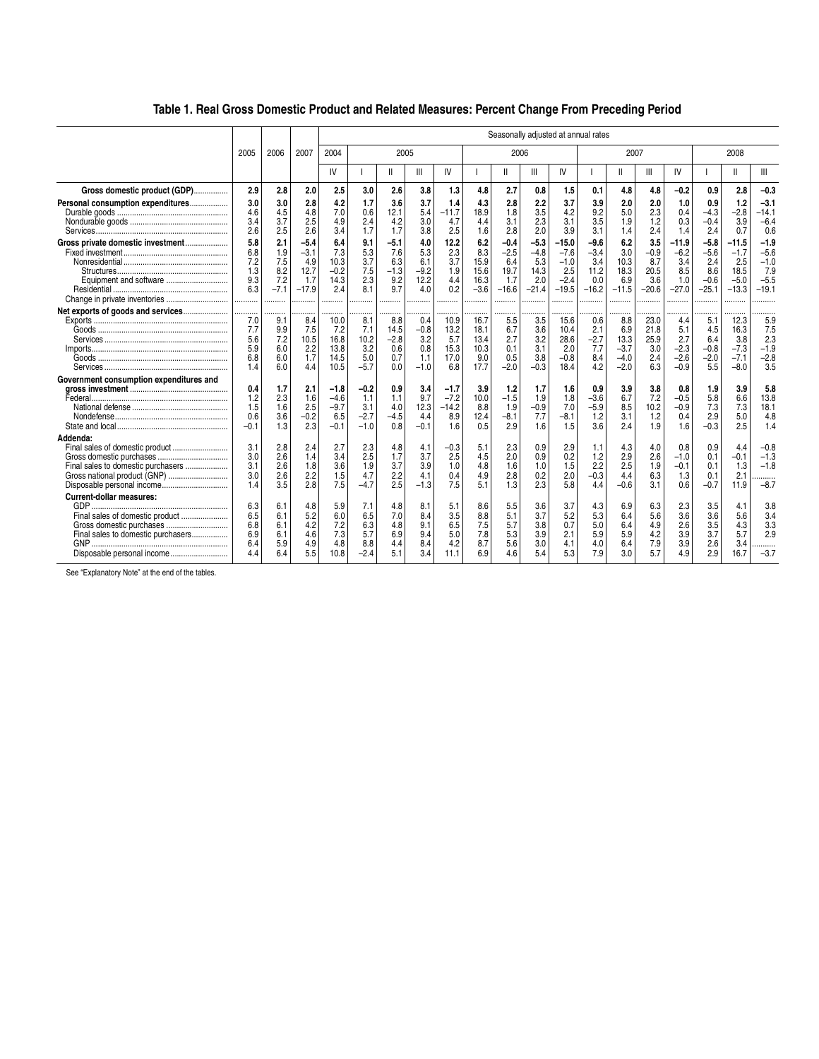# Table 1. Real Gross Domestic Product and Related Measures: Percent Change From Preceding Period

| | 2005 | 2006 | 2007 | Seasonally adjusted at annual rates | | | | | | | | | | | | | | | |
|---|---|---|---|---|---|---|---|---|---|---|---|---|---|---|---|---|---|---|---|
| | | | | 2004 | 2005 | | | | 2006 | | | | 2007 | | | | 2008 | | |
| | | | | IV | I | II | III | IV | I | II | III | IV | I | II | III | IV | I | II | III |
| **Gross domestic product (GDP)** | **2.9** | **2.8** | **2.0** | **2.5** | **3.0** | **2.6** | **3.8** | **1.3** | **4.8** | **2.7** | **0.8** | **1.5** | **0.1** | **4.8** | **4.8** | **–0.2** | **0.9** | **2.8** | **–0.3** |
| **Personal consumption expenditures** | **3.0** | **3.0** | **2.8** | **4.2** | **1.7** | **3.6** | **3.7** | **1.4** | **4.3** | **2.8** | **2.2** | **3.7** | **3.9** | **2.0** | **2.0** | **1.0** | **0.9** | **1.2** | **–3.1** |
| Durable goods | 4.6 | 4.5 | 4.8 | 7.0 | 0.6 | 12.1 | 5.4 | –11.7 | 18.9 | 1.8 | 3.5 | 4.2 | 9.2 | 5.0 | 2.3 | 0.4 | –4.3 | –2.8 | –14.1 |
| Nondurable goods | 3.4 | 3.7 | 2.5 | 4.9 | 2.4 | 4.2 | 3.0 | 4.7 | 4.4 | 3.1 | 2.3 | 3.1 | 3.5 | 1.9 | 1.2 | 0.3 | –0.4 | 3.9 | –6.4 |
| Services | 2.6 | 2.5 | 2.6 | 3.4 | 1.7 | 1.7 | 3.8 | 2.5 | 1.6 | 2.8 | 2.0 | 3.9 | 3.1 | 1.4 | 2.4 | 1.4 | 2.4 | 0.7 | 0.6 |
| **Gross private domestic investment** | **5.8** | **2.1** | **–5.4** | **6.4** | **9.1** | **–5.1** | **4.0** | **12.2** | **6.2** | **–0.4** | **–5.3** | **–15.0** | **–9.6** | **6.2** | **3.5** | **–11.9** | **–5.8** | **–11.5** | **–1.9** |
| Fixed investment | 6.8 | 1.9 | –3.1 | 7.3 | 5.3 | 7.6 | 5.3 | 2.3 | 8.3 | –2.5 | –4.8 | –7.6 | –3.4 | 3.0 | –0.9 | –6.2 | –5.6 | –1.7 | –5.6 |
| Nonresidential | 7.2 | 7.5 | 4.9 | 10.3 | 3.7 | 6.3 | 6.1 | 3.7 | 15.9 | 6.4 | 5.3 | –1.0 | 3.4 | 10.3 | 8.7 | 3.4 | 2.4 | 2.5 | –1.0 |
| Structures | 1.3 | 8.2 | 12.7 | –0.2 | 7.5 | –1.3 | –9.2 | 1.9 | 15.6 | 19.7 | 14.3 | 2.5 | 11.2 | 18.3 | 20.5 | 8.5 | 8.6 | 18.5 | 7.9 |
| Equipment and software | 9.3 | 7.2 | 1.7 | 14.3 | 2.3 | 9.2 | 12.2 | 4.4 | 16.3 | 1.7 | 2.0 | –2.4 | 0.0 | 6.9 | 3.6 | 1.0 | –0.6 | –5.0 | –5.5 |
| Residential | 6.3 | –7.1 | –17.9 | 2.4 | 8.1 | 9.7 | 4.0 | 0.2 | –3.6 | –16.6 | –21.4 | –19.5 | –16.2 | –11.5 | –20.6 | –27.0 | –25.1 | –13.3 | –19.1 |
| Change in private inventories | .......... | .......... | .......... | .......... | .......... | .......... | .......... | .......... | .......... | .......... | .......... | .......... | .......... | .......... | .......... | .......... | .......... | .......... | .......... |
| **Net exports of goods and services** | .......... | .......... | .......... | .......... | .......... | .......... | .......... | .......... | .......... | .......... | .......... | .......... | .......... | .......... | .......... | .......... | .......... | .......... | .......... |
| Exports | 7.0 | 9.1 | 8.4 | 10.0 | 8.1 | 8.8 | 0.4 | 10.9 | 16.7 | 5.5 | 3.5 | 15.6 | 0.6 | 8.8 | 23.0 | 4.4 | 5.1 | 12.3 | 5.9 |
| Goods | 7.7 | 9.9 | 7.5 | 7.2 | 7.1 | 14.5 | –0.8 | 13.2 | 18.1 | 6.7 | 3.6 | 10.4 | 2.1 | 6.9 | 21.8 | 5.1 | 4.5 | 16.3 | 7.5 |
| Services | 5.6 | 7.2 | 10.5 | 16.8 | 10.2 | –2.8 | 3.2 | 5.7 | 13.4 | 2.7 | 3.2 | 28.6 | –2.7 | 13.3 | 25.9 | 2.7 | 6.4 | 3.8 | 2.3 |
| Imports | 5.9 | 6.0 | 2.2 | 13.8 | 3.2 | 0.6 | 0.8 | 15.3 | 10.3 | 0.1 | 3.1 | 2.0 | 7.7 | –3.7 | 3.0 | –2.3 | –0.8 | –7.3 | –1.9 |
| Goods | 6.8 | 6.0 | 1.7 | 14.5 | 5.0 | 0.7 | 1.1 | 17.0 | 9.0 | 0.5 | 3.8 | –0.8 | 8.4 | –4.0 | 2.4 | –2.6 | –2.0 | –7.1 | –2.8 |
| Services | 1.4 | 6.0 | 4.4 | 10.5 | –5.7 | 0.0 | –1.0 | 6.8 | 17.7 | –2.0 | –0.3 | 18.4 | 4.2 | –2.0 | 6.3 | –0.9 | 5.5 | –8.0 | 3.5 |
| **Government consumption expenditures and gross investment** | **0.4** | **1.7** | **2.1** | **–1.8** | **–0.2** | **0.9** | **3.4** | **–1.7** | **3.9** | **1.2** | **1.7** | **1.6** | **0.9** | **3.9** | **3.8** | **0.8** | **1.9** | **3.9** | **5.8** |
| Federal | 1.2 | 2.3 | 1.6 | –4.6 | 1.1 | 1.1 | 9.7 | –7.2 | 10.0 | –1.5 | 1.9 | 1.8 | –3.6 | 6.7 | 7.2 | –0.5 | 5.8 | 6.6 | 13.8 |
| National defense | 1.5 | 1.6 | 2.5 | –9.7 | 3.1 | 4.0 | 12.3 | –14.2 | 8.8 | 1.9 | –0.9 | 7.0 | –5.9 | 8.5 | 10.2 | –0.9 | 7.3 | 7.3 | 18.1 |
| Nondefense | 0.6 | 3.6 | –0.2 | 6.5 | –2.7 | –4.5 | 4.4 | 8.9 | 12.4 | –8.1 | 7.7 | –8.1 | 1.2 | 3.1 | 1.2 | 0.4 | 2.9 | 5.0 | 4.8 |
| State and local | –0.1 | 1.3 | 2.3 | –0.1 | –1.0 | 0.8 | –0.1 | 1.6 | 0.5 | 2.9 | 1.6 | 1.5 | 3.6 | 2.4 | 1.9 | 1.6 | –0.3 | 2.5 | 1.4 |
| **Addenda:** | | | | | | | | | | | | | | | | | | | |
| Final sales of domestic product | 3.1 | 2.8 | 2.4 | 2.7 | 2.3 | 4.8 | 4.1 | –0.3 | 5.1 | 2.3 | 0.9 | 2.9 | 1.1 | 4.3 | 4.0 | 0.8 | 0.9 | 4.4 | –0.8 |
| Gross domestic purchases | 3.0 | 2.6 | 1.4 | 3.4 | 2.5 | 1.7 | 3.7 | 2.5 | 4.5 | 2.0 | 0.9 | 0.2 | 1.2 | 2.9 | 2.6 | –1.0 | 0.1 | –0.1 | –1.3 |
| Final sales to domestic purchasers | 3.1 | 2.6 | 1.8 | 3.6 | 1.9 | 3.7 | 3.9 | 1.0 | 4.8 | 1.6 | 1.0 | 1.5 | 2.2 | 2.5 | 1.9 | –0.1 | 0.1 | 1.3 | –1.8 |
| Gross national product (GNP) | 3.0 | 2.6 | 2.2 | 1.5 | 4.7 | 2.2 | 4.1 | 0.4 | 4.9 | 2.8 | 0.2 | 2.0 | –0.3 | 4.4 | 6.3 | 1.3 | 0.1 | 2.1 | .......... |
| Disposable personal income | 1.4 | 3.5 | 2.8 | 7.5 | –4.7 | 2.5 | –1.3 | 7.5 | 5.1 | 1.3 | 2.3 | 5.8 | 4.4 | –0.6 | 3.1 | 0.6 | –0.7 | 11.9 | –8.7 |
| **Current-dollar measures:** | | | | | | | | | | | | | | | | | | | |
| GDP | 6.3 | 6.1 | 4.8 | 5.9 | 7.1 | 4.8 | 8.1 | 5.1 | 8.6 | 5.5 | 3.6 | 3.7 | 4.3 | 6.9 | 6.3 | 2.3 | 3.5 | 4.1 | 3.8 |
| Final sales of domestic product | 6.5 | 6.1 | 5.2 | 6.0 | 6.5 | 7.0 | 8.4 | 3.5 | 8.8 | 5.1 | 3.7 | 5.2 | 5.3 | 6.4 | 5.6 | 3.6 | 3.6 | 5.6 | 3.4 |
| Gross domestic purchases | 6.8 | 6.1 | 4.2 | 7.2 | 6.3 | 4.8 | 9.1 | 6.5 | 7.5 | 5.7 | 3.8 | 0.7 | 5.0 | 6.4 | 4.9 | 2.6 | 3.5 | 4.3 | 3.3 |
| Final sales to domestic purchasers | 6.9 | 6.1 | 4.6 | 7.3 | 5.7 | 6.9 | 9.4 | 5.0 | 7.8 | 5.3 | 3.9 | 2.1 | 5.9 | 5.9 | 4.2 | 3.9 | 3.7 | 5.7 | 2.9 |
| GNP | 6.4 | 5.9 | 4.9 | 4.8 | 8.8 | 4.4 | 8.4 | 4.2 | 8.7 | 5.6 | 3.0 | 4.1 | 4.0 | 6.4 | 7.9 | 3.9 | 2.6 | 3.4 | .......... |
| Disposable personal income | 4.4 | 6.4 | 5.5 | 10.8 | –2.4 | 5.1 | 3.4 | 11.1 | 6.9 | 4.6 | 5.4 | 5.3 | 7.9 | 3.0 | 5.7 | 4.9 | 2.9 | 16.7 | –3.7 |

See "Explanatory Note" at the end of the tables.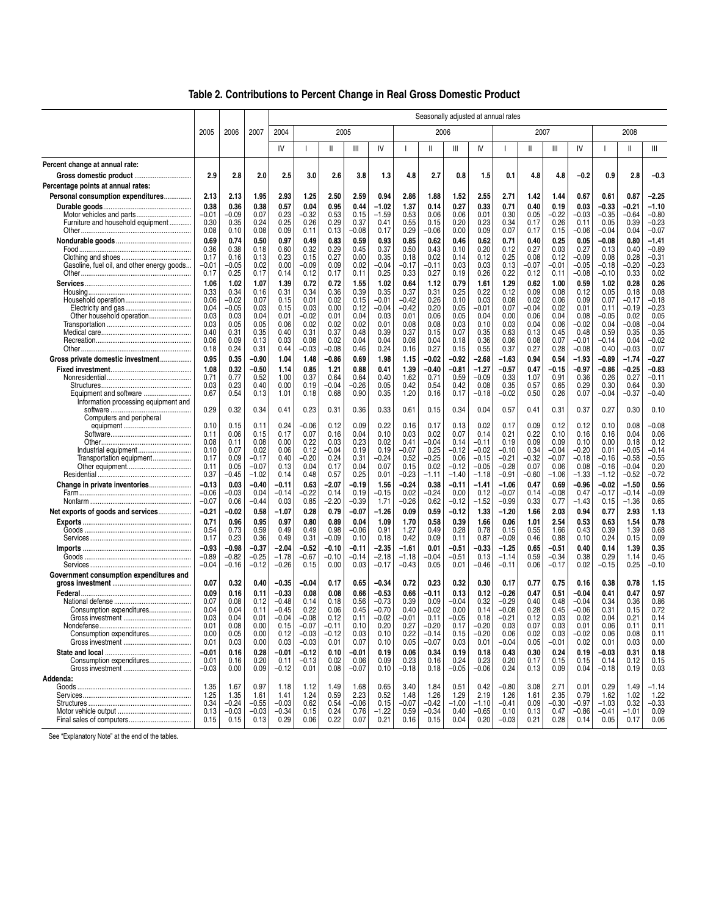# Table 2. Contributions to Percent Change in Real Gross Domestic Product

| | 2005 | 2006 | 2007 | Seasonally adjusted at annual rates | | | | | | | | | | | | | | | | |
|---|---|---|---|---|---|---|---|---|---|---|---|---|---|---|---|---|---|---|---|---|
| | | | | 2004 | 2005 | | | | 2006 | | | | 2007 | | | | 2008 | | | |
| | | | | IV | I | II | III | IV | I | II | III | IV | I | II | III | IV | I | II | III |
| **Percent change at annual rate:** | | | | | | | | | | | | | | | | | | | | |
| **Gross domestic product** | **2.9** | **2.8** | **2.0** | **2.5** | **3.0** | **2.6** | **3.8** | **1.3** | **4.8** | **2.7** | **0.8** | **1.5** | **0.1** | **4.8** | **4.8** | **–0.2** | **0.9** | **2.8** | **–0.3** |
| **Percentage points at annual rates:** | | | | | | | | | | | | | | | | | | | | |
| **Personal consumption expenditures** | **2.13** | **2.13** | **1.95** | **2.93** | **1.25** | **2.50** | **2.59** | **0.94** | **2.86** | **1.88** | **1.52** | **2.55** | **2.71** | **1.42** | **1.44** | **0.67** | **0.61** | **0.87** | **–2.25** |
| **Durable goods** | **0.38** | **0.36** | **0.38** | **0.57** | **0.04** | **0.95** | **0.44** | **–1.02** | **1.37** | **0.14** | **0.27** | **0.33** | **0.71** | **0.40** | **0.19** | **0.03** | **–0.33** | **–0.21** | **–1.10** |
| Motor vehicles and parts | –0.01 | –0.09 | 0.07 | 0.23 | –0.32 | 0.53 | 0.15 | –1.59 | 0.53 | 0.06 | 0.06 | 0.01 | 0.30 | 0.05 | –0.22 | –0.03 | –0.35 | –0.64 | –0.80 |
| Furniture and household equipment | 0.30 | 0.35 | 0.24 | 0.25 | 0.26 | 0.29 | 0.37 | 0.41 | 0.55 | 0.15 | 0.20 | 0.23 | 0.34 | 0.17 | 0.26 | 0.11 | 0.05 | 0.39 | –0.23 |
| Other | 0.08 | 0.10 | 0.08 | 0.09 | 0.11 | 0.13 | –0.08 | 0.17 | 0.29 | –0.06 | 0.00 | 0.09 | 0.07 | 0.17 | 0.15 | –0.06 | –0.04 | 0.04 | –0.07 |
| **Nondurable goods** | **0.69** | **0.74** | **0.50** | **0.97** | **0.49** | **0.83** | **0.59** | **0.93** | **0.85** | **0.62** | **0.46** | **0.62** | **0.71** | **0.40** | **0.25** | **0.05** | **–0.08** | **0.80** | **–1.41** |
| Food | 0.36 | 0.38 | 0.18 | 0.60 | 0.32 | 0.29 | 0.45 | 0.37 | 0.50 | 0.43 | 0.10 | 0.20 | 0.12 | 0.27 | 0.03 | 0.27 | 0.13 | 0.40 | –0.89 |
| Clothing and shoes | 0.17 | 0.16 | 0.13 | 0.23 | 0.15 | 0.27 | 0.00 | 0.35 | 0.18 | 0.02 | 0.14 | 0.12 | 0.25 | 0.08 | 0.12 | –0.09 | 0.08 | 0.28 | –0.31 |
| Gasoline, fuel oil, and other energy goods | –0.01 | –0.05 | 0.02 | 0.00 | –0.09 | 0.09 | 0.02 | –0.04 | –0.17 | –0.11 | 0.03 | 0.03 | 0.13 | –0.07 | –0.01 | –0.05 | –0.18 | –0.20 | –0.23 |
| Other | 0.17 | 0.25 | 0.17 | 0.14 | 0.12 | 0.17 | 0.11 | 0.25 | 0.33 | 0.27 | 0.19 | 0.26 | 0.22 | 0.12 | 0.11 | –0.08 | –0.10 | 0.33 | 0.02 |
| **Services** | **1.06** | **1.02** | **1.07** | **1.39** | **0.72** | **0.72** | **1.55** | **1.02** | **0.64** | **1.12** | **0.79** | **1.61** | **1.29** | **0.62** | **1.00** | **0.59** | **1.02** | **0.28** | **0.26** |
| Housing | 0.33 | 0.34 | 0.16 | 0.31 | 0.34 | 0.36 | 0.39 | 0.35 | 0.37 | 0.31 | 0.25 | 0.22 | 0.12 | 0.09 | 0.08 | 0.12 | 0.05 | 0.18 | 0.08 |
| Household operation | 0.06 | –0.02 | 0.07 | 0.15 | 0.01 | 0.02 | 0.15 | –0.01 | –0.42 | 0.26 | 0.10 | 0.03 | 0.08 | 0.02 | 0.06 | 0.09 | 0.07 | –0.17 | –0.18 |
| Electricity and gas | 0.04 | –0.05 | 0.03 | 0.15 | 0.03 | 0.00 | 0.12 | –0.04 | –0.42 | 0.20 | 0.05 | –0.01 | 0.07 | –0.04 | 0.02 | 0.01 | 0.11 | –0.19 | –0.23 |
| Other household operation | 0.03 | 0.03 | 0.04 | 0.01 | –0.02 | 0.01 | 0.04 | 0.03 | 0.01 | 0.06 | 0.05 | 0.04 | 0.00 | 0.06 | 0.04 | 0.08 | –0.05 | 0.02 | 0.05 |
| Transportation | 0.03 | 0.05 | 0.05 | 0.06 | 0.02 | 0.02 | 0.02 | 0.01 | 0.08 | 0.08 | 0.03 | 0.10 | 0.03 | 0.04 | 0.06 | –0.02 | 0.04 | –0.08 | –0.04 |
| Medical care | 0.40 | 0.31 | 0.35 | 0.40 | 0.31 | 0.37 | 0.48 | 0.39 | 0.37 | 0.15 | 0.07 | 0.35 | 0.63 | 0.13 | 0.45 | 0.48 | 0.59 | 0.35 | 0.35 |
| Recreation | 0.06 | 0.09 | 0.13 | 0.03 | 0.08 | 0.02 | 0.04 | 0.04 | 0.08 | 0.04 | 0.18 | 0.36 | 0.06 | 0.08 | 0.07 | –0.01 | –0.14 | 0.04 | –0.02 |
| Other | 0.18 | 0.24 | 0.31 | 0.44 | –0.03 | –0.08 | 0.46 | 0.24 | 0.16 | 0.27 | 0.15 | 0.55 | 0.37 | 0.27 | 0.28 | –0.08 | 0.40 | –0.03 | 0.07 |
| **Gross private domestic investment** | **0.95** | **0.35** | **–0.90** | **1.04** | **1.48** | **–0.86** | **0.69** | **1.98** | **1.15** | **–0.02** | **–0.92** | **–2.68** | **–1.63** | **0.94** | **0.54** | **–1.93** | **–0.89** | **–1.74** | **–0.27** |
| **Fixed investment** | **1.08** | **0.32** | **–0.50** | **1.14** | **0.85** | **1.21** | **0.88** | **0.41** | **1.39** | **–0.40** | **–0.81** | **–1.27** | **–0.57** | **0.47** | **–0.15** | **–0.97** | **–0.86** | **–0.25** | **–0.83** |
| Nonresidential | 0.71 | 0.77 | 0.52 | 1.00 | 0.37 | 0.64 | 0.64 | 0.40 | 1.62 | 0.71 | 0.59 | –0.09 | 0.33 | 1.07 | 0.91 | 0.36 | 0.26 | 0.27 | –0.11 |
| Structures | 0.03 | 0.23 | 0.40 | 0.00 | 0.19 | –0.04 | –0.26 | 0.05 | 0.42 | 0.54 | 0.42 | 0.08 | 0.35 | 0.57 | 0.65 | 0.29 | 0.30 | 0.64 | 0.30 |
| Equipment and software | 0.67 | 0.54 | 0.13 | 1.01 | 0.18 | 0.68 | 0.90 | 0.35 | 1.20 | 0.16 | 0.17 | –0.18 | –0.02 | 0.50 | 0.26 | 0.07 | –0.04 | –0.37 | –0.40 |
| Information processing equipment and software | 0.29 | 0.32 | 0.34 | 0.41 | 0.23 | 0.31 | 0.36 | 0.33 | 0.61 | 0.15 | 0.34 | 0.04 | 0.57 | 0.41 | 0.31 | 0.37 | 0.27 | 0.30 | 0.10 |
| Computers and peripheral equipment | 0.10 | 0.15 | 0.11 | 0.24 | –0.06 | 0.12 | 0.09 | 0.22 | 0.16 | 0.17 | 0.13 | 0.02 | 0.17 | 0.09 | 0.12 | 0.12 | 0.10 | 0.08 | –0.08 |
| Software | 0.11 | 0.06 | 0.15 | 0.17 | 0.07 | 0.16 | 0.04 | 0.10 | 0.03 | 0.02 | 0.07 | 0.14 | 0.21 | 0.22 | 0.10 | 0.16 | 0.16 | 0.04 | 0.06 |
| Other | 0.08 | 0.11 | 0.08 | 0.00 | 0.22 | 0.03 | 0.23 | 0.02 | 0.41 | –0.04 | 0.14 | –0.11 | 0.19 | 0.09 | 0.09 | 0.10 | 0.00 | 0.18 | 0.12 |
| Industrial equipment | 0.10 | 0.07 | 0.02 | 0.06 | 0.12 | –0.04 | 0.19 | 0.19 | –0.07 | 0.25 | –0.12 | –0.02 | –0.10 | 0.34 | –0.04 | –0.20 | 0.01 | –0.05 | –0.14 |
| Transportation equipment | 0.17 | 0.09 | –0.17 | 0.40 | –0.20 | 0.24 | 0.31 | –0.24 | 0.52 | –0.25 | 0.06 | –0.15 | –0.21 | –0.32 | –0.07 | –0.18 | –0.16 | –0.58 | –0.55 |
| Other equipment | 0.11 | 0.05 | –0.07 | 0.13 | 0.04 | 0.17 | 0.04 | 0.07 | 0.15 | 0.02 | –0.12 | –0.05 | –0.28 | 0.07 | 0.06 | 0.08 | –0.16 | –0.04 | 0.20 |
| Residential | 0.37 | –0.45 | –1.02 | 0.14 | 0.48 | 0.57 | 0.25 | 0.01 | –0.23 | –1.11 | –1.40 | –1.18 | –0.91 | –0.60 | –1.06 | –1.33 | –1.12 | –0.52 | –0.72 |
| **Change in private inventories** | **–0.13** | **0.03** | **–0.40** | **–0.11** | **0.63** | **–2.07** | **–0.19** | **1.56** | **–0.24** | **0.38** | **–0.11** | **–1.41** | **–1.06** | **0.47** | **0.69** | **–0.96** | **–0.02** | **–1.50** | **0.56** |
| Farm | –0.06 | –0.03 | 0.04 | –0.14 | –0.22 | 0.14 | 0.19 | –0.15 | 0.02 | –0.24 | 0.00 | 0.12 | –0.07 | 0.14 | –0.08 | 0.47 | –0.17 | –0.14 | –0.09 |
| Nonfarm | –0.07 | 0.06 | –0.44 | 0.03 | 0.85 | –2.20 | –0.39 | 1.71 | –0.26 | 0.62 | –0.12 | –1.52 | –0.99 | 0.33 | 0.77 | –1.43 | 0.15 | –1.36 | 0.65 |
| **Net exports of goods and services** | **–0.21** | **–0.02** | **0.58** | **–1.07** | **0.28** | **0.79** | **–0.07** | **–1.26** | **0.09** | **0.59** | **–0.12** | **1.33** | **–1.20** | **1.66** | **2.03** | **0.94** | **0.77** | **2.93** | **1.13** |
| **Exports** | **0.71** | **0.96** | **0.95** | **0.97** | **0.80** | **0.89** | **0.04** | **1.09** | **1.70** | **0.58** | **0.39** | **1.66** | **0.06** | **1.01** | **2.54** | **0.53** | **0.63** | **1.54** | **0.78** |
| Goods | 0.54 | 0.73 | 0.59 | 0.49 | 0.49 | 0.98 | –0.06 | 0.91 | 1.27 | 0.49 | 0.28 | 0.78 | 0.15 | 0.55 | 1.66 | 0.43 | 0.39 | 1.39 | 0.68 |
| Services | 0.17 | 0.23 | 0.36 | 0.49 | 0.31 | –0.09 | 0.10 | 0.18 | 0.42 | 0.09 | 0.11 | 0.87 | –0.09 | 0.46 | 0.88 | 0.10 | 0.24 | 0.15 | 0.09 |
| **Imports** | **–0.93** | **–0.98** | **–0.37** | **–2.04** | **–0.52** | **–0.10** | **–0.11** | **–2.35** | **–1.61** | **0.01** | **–0.51** | **–0.33** | **–1.25** | **0.65** | **–0.51** | **0.40** | **0.14** | **1.39** | **0.35** |
| Goods | –0.89 | –0.82 | –0.25 | –1.78 | –0.67 | –0.10 | –0.14 | –2.18 | –1.18 | –0.04 | –0.51 | 0.13 | –1.14 | 0.59 | –0.34 | 0.38 | 0.29 | 1.14 | 0.45 |
| Services | –0.04 | –0.16 | –0.12 | –0.26 | 0.15 | 0.00 | 0.03 | –0.17 | –0.43 | 0.05 | 0.01 | –0.46 | –0.11 | 0.06 | –0.17 | 0.02 | –0.15 | 0.25 | –0.10 |
| **Government consumption expenditures and gross investment** | **0.07** | **0.32** | **0.40** | **–0.35** | **–0.04** | **0.17** | **0.65** | **–0.34** | **0.72** | **0.23** | **0.32** | **0.30** | **0.17** | **0.77** | **0.75** | **0.16** | **0.38** | **0.78** | **1.15** |
| **Federal** | **0.09** | **0.16** | **0.11** | **–0.33** | **0.08** | **0.08** | **0.66** | **–0.53** | **0.66** | **–0.11** | **0.13** | **0.12** | **–0.26** | **0.47** | **0.51** | **–0.04** | **0.41** | **0.47** | **0.97** |
| National defense | 0.07 | 0.08 | 0.12 | –0.48 | 0.14 | 0.18 | 0.56 | –0.73 | 0.39 | 0.09 | –0.04 | 0.32 | –0.29 | 0.40 | 0.48 | –0.04 | 0.34 | 0.36 | 0.86 |
| Consumption expenditures | 0.04 | 0.04 | 0.11 | –0.45 | 0.22 | 0.06 | 0.45 | –0.70 | 0.40 | –0.02 | 0.00 | 0.14 | –0.08 | 0.28 | 0.45 | –0.06 | 0.31 | 0.15 | 0.72 |
| Gross investment | 0.03 | 0.04 | 0.01 | –0.04 | –0.08 | 0.12 | 0.11 | –0.02 | –0.01 | 0.11 | –0.05 | 0.18 | –0.21 | 0.12 | 0.03 | 0.02 | 0.04 | 0.21 | 0.14 |
| Nondefense | 0.01 | 0.08 | 0.00 | 0.15 | –0.07 | –0.11 | 0.10 | 0.20 | 0.27 | –0.20 | 0.17 | –0.20 | 0.03 | 0.07 | 0.03 | 0.01 | 0.06 | 0.11 | 0.11 |
| Consumption expenditures | 0.00 | 0.05 | 0.00 | 0.12 | –0.03 | –0.12 | 0.03 | 0.10 | 0.22 | –0.14 | 0.15 | –0.20 | 0.06 | 0.02 | 0.03 | –0.02 | 0.06 | 0.08 | 0.11 |
| Gross investment | 0.01 | 0.03 | 0.00 | 0.03 | –0.03 | 0.01 | 0.07 | 0.10 | 0.05 | –0.07 | 0.03 | 0.01 | –0.04 | 0.05 | –0.01 | 0.02 | 0.01 | 0.03 | 0.00 |
| **State and local** | **–0.01** | **0.16** | **0.28** | **–0.01** | **–0.12** | **0.10** | **–0.01** | **0.19** | **0.06** | **0.34** | **0.19** | **0.18** | **0.43** | **0.30** | **0.24** | **0.19** | **–0.03** | **0.31** | **0.18** |
| Consumption expenditures | 0.01 | 0.16 | 0.20 | 0.11 | –0.13 | 0.02 | 0.06 | 0.09 | 0.23 | 0.16 | 0.24 | 0.23 | 0.20 | 0.17 | 0.15 | 0.15 | 0.14 | 0.12 | 0.15 |
| Gross investment | –0.03 | 0.00 | 0.09 | –0.12 | 0.01 | 0.08 | –0.07 | 0.10 | –0.18 | 0.18 | –0.05 | –0.06 | 0.24 | 0.13 | 0.09 | 0.04 | –0.18 | 0.19 | 0.03 |
| **Addenda:** | | | | | | | | | | | | | | | | | | | | |
| Goods | 1.35 | 1.67 | 0.97 | 1.18 | 1.12 | 1.49 | 1.68 | 0.65 | 3.40 | 1.84 | 0.51 | 0.42 | –0.80 | 3.08 | 2.71 | 0.01 | 0.29 | 1.49 | –1.14 |
| Services | 1.25 | 1.35 | 1.61 | 1.41 | 1.24 | 0.59 | 2.23 | 0.52 | 1.48 | 1.26 | 1.29 | 2.19 | 1.26 | 1.61 | 2.35 | 0.79 | 1.62 | 1.02 | 1.22 |
| Structures | 0.34 | –0.24 | –0.55 | –0.03 | 0.62 | 0.54 | –0.06 | 0.15 | –0.07 | –0.42 | –1.00 | –1.10 | –0.41 | 0.09 | –0.30 | –0.97 | –1.03 | 0.32 | –0.33 |
| Motor vehicle output | 0.13 | –0.03 | –0.03 | –0.34 | 0.15 | 0.24 | 0.76 | –1.22 | 0.59 | –0.34 | 0.40 | –0.65 | 0.10 | 0.13 | 0.47 | –0.86 | –0.41 | –1.01 | 0.09 |
| Final sales of computers | 0.15 | 0.15 | 0.13 | 0.29 | 0.06 | 0.22 | 0.07 | 0.21 | 0.16 | 0.15 | 0.04 | 0.20 | –0.03 | 0.21 | 0.28 | 0.14 | 0.05 | 0.17 | 0.06 |

See "Explanatory Note" at the end of the tables.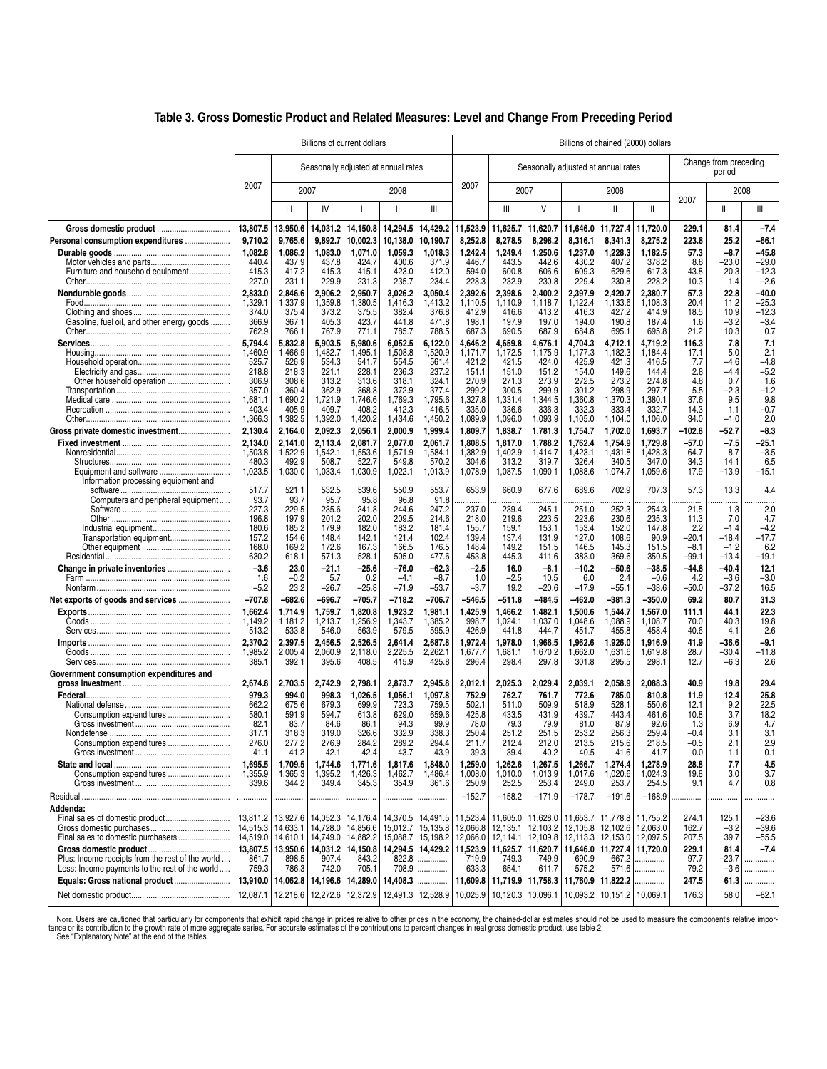## Table 3. Gross Domestic Product and Related Measures: Level and Change From Preceding Period

| | Billions of current dollars | | | | | | Billions of chained (2000) dollars | | | | | | | | |
|---|---|---|---|---|---|---|---|---|---|---|---|---|---|---|---|
| | 2007 | Seasonally adjusted at annual rates | | | | | 2007 | Seasonally adjusted at annual rates | | | | | Change from preceding period | | |
| | | 2007 | | 2008 | | | | 2007 | | 2008 | | | 2007 | 2008 | |
| | | III | IV | I | II | III | | III | IV | I | II | III | | II | III |
| **Gross domestic product** | 13,807.5 | 13,950.6 | 14,031.2 | 14,150.8 | 14,294.5 | 14,429.2 | 11,523.9 | 11,625.7 | 11,620.7 | 11,646.0 | 11,727.4 | 11,720.0 | 229.1 | 81.4 | –7.4 |
| **Personal consumption expenditures** | 9,710.2 | 9,765.6 | 9,892.7 | 10,002.3 | 10,138.0 | 10,190.7 | 8,252.8 | 8,278.5 | 8,298.2 | 8,316.1 | 8,341.3 | 8,275.2 | 223.8 | 25.2 | –66.1 |
| **Durable goods** | 1,082.8 | 1,086.2 | 1,083.0 | 1,071.0 | 1,059.3 | 1,018.3 | 1,242.4 | 1,249.4 | 1,250.6 | 1,237.0 | 1,228.3 | 1,182.5 | 57.3 | –8.7 | –45.8 |
| Motor vehicles and parts | 440.4 | 437.9 | 437.8 | 424.7 | 400.6 | 371.9 | 446.7 | 443.5 | 442.6 | 430.2 | 407.2 | 378.2 | 8.8 | –23.0 | –29.0 |
| Furniture and household equipment | 415.3 | 417.2 | 415.3 | 415.1 | 423.0 | 412.0 | 594.0 | 600.8 | 606.6 | 609.3 | 629.6 | 617.3 | 43.8 | 20.3 | –12.3 |
| Other | 227.0 | 231.1 | 229.9 | 231.3 | 235.7 | 234.4 | 228.3 | 232.9 | 230.8 | 229.4 | 230.8 | 228.2 | 10.3 | 1.4 | –2.6 |
| **Nondurable goods** | 2,833.0 | 2,846.6 | 2,906.2 | 2,950.7 | 3,026.2 | 3,050.4 | 2,392.6 | 2,398.6 | 2,400.2 | 2,397.9 | 2,420.7 | 2,380.7 | 57.3 | 22.8 | –40.0 |
| Food | 1,329.1 | 1,337.9 | 1,359.8 | 1,380.5 | 1,416.3 | 1,413.2 | 1,110.5 | 1,110.9 | 1,118.7 | 1,122.4 | 1,133.6 | 1,108.3 | 20.4 | 11.2 | –25.3 |
| Clothing and shoes | 374.0 | 375.4 | 373.2 | 375.5 | 382.4 | 376.8 | 412.9 | 416.6 | 413.2 | 416.3 | 427.2 | 414.9 | 18.5 | 10.9 | –12.3 |
| Gasoline, fuel oil, and other energy goods | 366.9 | 367.1 | 405.3 | 423.7 | 441.8 | 471.8 | 198.1 | 197.9 | 197.0 | 194.0 | 190.8 | 187.4 | 1.6 | –3.2 | –3.4 |
| Other | 762.9 | 766.1 | 767.9 | 771.1 | 785.7 | 788.5 | 687.3 | 690.5 | 687.9 | 684.8 | 695.1 | 695.8 | 21.2 | 10.3 | 0.7 |
| **Services** | 5,794.4 | 5,832.8 | 5,903.5 | 5,980.6 | 6,052.5 | 6,122.0 | 4,646.2 | 4,659.8 | 4,676.1 | 4,704.3 | 4,712.1 | 4,719.2 | 116.3 | 7.8 | 7.1 |
| Housing | 1,460.9 | 1,466.9 | 1,482.7 | 1,495.1 | 1,508.8 | 1,520.9 | 1,171.7 | 1,172.5 | 1,175.9 | 1,177.3 | 1,182.3 | 1,184.4 | 17.1 | 5.0 | 2.1 |
| Household operation | 525.7 | 526.9 | 534.3 | 541.7 | 554.5 | 561.4 | 421.2 | 421.5 | 424.0 | 425.9 | 421.3 | 416.5 | 7.7 | –4.6 | –4.8 |
| Electricity and gas | 218.8 | 218.3 | 221.1 | 228.1 | 236.3 | 237.2 | 151.1 | 151.0 | 151.2 | 154.0 | 149.6 | 144.4 | 2.8 | –4.4 | –5.2 |
| Other household operation | 306.9 | 308.6 | 313.2 | 313.6 | 318.1 | 324.1 | 270.9 | 271.3 | 273.9 | 272.5 | 273.2 | 274.8 | 4.8 | 0.7 | 1.6 |
| Transportation | 357.0 | 360.4 | 362.9 | 368.8 | 372.9 | 377.4 | 299.2 | 300.5 | 299.9 | 301.2 | 298.9 | 297.7 | 5.5 | –2.3 | –1.2 |
| Medical care | 1,681.1 | 1,690.2 | 1,721.9 | 1,746.6 | 1,769.3 | 1,795.6 | 1,327.8 | 1,331.4 | 1,344.5 | 1,360.8 | 1,370.3 | 1,380.1 | 37.6 | 9.5 | 9.8 |
| Recreation | 403.4 | 405.9 | 409.7 | 408.2 | 412.3 | 416.5 | 335.0 | 336.6 | 336.3 | 332.3 | 333.4 | 332.7 | 14.3 | 1.1 | –0.7 |
| Other | 1,366.3 | 1,382.5 | 1,392.0 | 1,420.2 | 1,434.6 | 1,450.2 | 1,089.9 | 1,096.0 | 1,093.9 | 1,105.0 | 1,104.0 | 1,106.0 | 34.0 | –1.0 | 2.0 |
| **Gross private domestic investment** | 2,130.4 | 2,164.0 | 2,092.3 | 2,056.1 | 2,000.9 | 1,999.4 | 1,809.7 | 1,838.7 | 1,781.3 | 1,754.7 | 1,702.0 | 1,693.7 | –102.8 | –52.7 | –8.3 |
| **Fixed investment** | 2,134.0 | 2,141.0 | 2,113.4 | 2,081.7 | 2,077.0 | 2,061.7 | 1,808.5 | 1,817.0 | 1,788.2 | 1,762.4 | 1,754.9 | 1,729.8 | –57.0 | –7.5 | –25.1 |
| Nonresidential | 1,503.8 | 1,522.9 | 1,542.1 | 1,553.6 | 1,571.9 | 1,584.1 | 1,382.9 | 1,402.9 | 1,414.7 | 1,423.1 | 1,431.8 | 1,428.3 | 64.7 | 8.7 | –3.5 |
| Structures | 480.3 | 492.9 | 508.7 | 522.7 | 549.8 | 570.2 | 304.6 | 313.2 | 319.7 | 326.4 | 340.5 | 347.0 | 34.3 | 14.1 | 6.5 |
| Equipment and software | 1,023.5 | 1,030.0 | 1,033.4 | 1,030.9 | 1,022.1 | 1,013.9 | 1,078.9 | 1,087.5 | 1,090.1 | 1,088.6 | 1,074.7 | 1,059.6 | 17.9 | –13.9 | –15.1 |
| Information processing equipment and software | 517.7 | 521.1 | 532.5 | 539.6 | 550.9 | 553.7 | 653.9 | 660.9 | 677.6 | 689.6 | 702.9 | 707.3 | 57.3 | 13.3 | 4.4 |
| Computers and peripheral equipment | 93.7 | 93.7 | 95.7 | 95.8 | 96.8 | 91.8 | ........... | ........... | ........... | ........... | ........... | ........... | ........... | ........... | ........... |
| Software | 227.3 | 229.5 | 235.6 | 241.8 | 244.6 | 247.2 | 237.0 | 239.4 | 245.1 | 251.0 | 252.3 | 254.3 | 21.5 | 1.3 | 2.0 |
| Other | 196.8 | 197.9 | 201.2 | 202.0 | 209.5 | 214.6 | 218.0 | 219.6 | 223.5 | 223.6 | 230.6 | 235.3 | 11.3 | 7.0 | 4.7 |
| Industrial equipment | 180.6 | 185.2 | 179.9 | 182.0 | 183.2 | 181.4 | 155.7 | 159.1 | 153.1 | 153.4 | 152.0 | 147.8 | 2.2 | –1.4 | –4.2 |
| Transportation equipment | 157.2 | 154.6 | 148.4 | 142.1 | 121.4 | 102.4 | 139.4 | 137.4 | 131.9 | 127.0 | 108.6 | 90.9 | –20.1 | –18.4 | –17.7 |
| Other equipment | 168.0 | 169.2 | 172.6 | 167.3 | 166.5 | 176.5 | 148.4 | 149.2 | 151.5 | 146.5 | 145.3 | 151.5 | –8.1 | –1.2 | 6.2 |
| Residential | 630.2 | 618.1 | 571.3 | 528.1 | 505.0 | 477.6 | 453.8 | 445.3 | 411.6 | 383.0 | 369.6 | 350.5 | –99.1 | –13.4 | –19.1 |
| **Change in private inventories** | –3.6 | 23.0 | –21.1 | –25.6 | –76.0 | –62.3 | –2.5 | 16.0 | –8.1 | –10.2 | –50.6 | –38.5 | –44.8 | –40.4 | 12.1 |
| Farm | 1.6 | –0.2 | 5.7 | 0.2 | –4.1 | –8.7 | 1.0 | –2.5 | 10.5 | 6.0 | 2.4 | –0.6 | 4.2 | –3.6 | –3.0 |
| Nonfarm | –5.2 | 23.2 | –26.7 | –25.8 | –71.9 | –53.7 | –3.7 | 19.2 | –20.6 | –17.9 | –55.1 | –38.6 | –50.0 | –37.2 | 16.5 |
| **Net exports of goods and services** | –707.8 | –682.6 | –696.7 | –705.7 | –718.2 | –706.7 | –546.5 | –511.8 | –484.5 | –462.0 | –381.3 | –350.0 | 69.2 | 80.7 | 31.3 |
| **Exports** | 1,662.4 | 1,714.9 | 1,759.7 | 1,820.8 | 1,923.2 | 1,981.1 | 1,425.9 | 1,466.2 | 1,482.1 | 1,500.6 | 1,544.7 | 1,567.0 | 111.1 | 44.1 | 22.3 |
| Goods | 1,149.2 | 1,181.2 | 1,213.7 | 1,256.9 | 1,343.7 | 1,385.2 | 998.7 | 1,024.1 | 1,037.0 | 1,048.6 | 1,088.9 | 1,108.7 | 70.0 | 40.3 | 19.8 |
| Services | 513.2 | 533.8 | 546.0 | 563.9 | 579.5 | 595.9 | 426.9 | 441.8 | 444.7 | 451.7 | 455.8 | 458.4 | 40.6 | 4.1 | 2.6 |
| **Imports** | 2,370.2 | 2,397.5 | 2,456.5 | 2,526.5 | 2,641.4 | 2,687.8 | 1,972.4 | 1,978.0 | 1,966.5 | 1,962.6 | 1,926.0 | 1,916.9 | 41.9 | –36.6 | –9.1 |
| Goods | 1,985.2 | 2,005.4 | 2,060.9 | 2,118.0 | 2,225.5 | 2,262.1 | 1,677.7 | 1,681.1 | 1,670.2 | 1,662.0 | 1,631.6 | 1,619.8 | 28.7 | –30.4 | –11.8 |
| Services | 385.1 | 392.1 | 395.6 | 408.5 | 415.9 | 425.8 | 296.4 | 298.4 | 297.8 | 301.8 | 295.5 | 298.1 | 12.7 | –6.3 | 2.6 |
| **Government consumption expenditures and gross investment** | 2,674.8 | 2,703.5 | 2,742.9 | 2,798.1 | 2,873.7 | 2,945.8 | 2,012.1 | 2,025.3 | 2,029.4 | 2,039.1 | 2,058.9 | 2,088.3 | 40.9 | 19.8 | 29.4 |
| **Federal** | 979.3 | 994.0 | 998.3 | 1,026.5 | 1,056.1 | 1,097.8 | 752.9 | 762.7 | 761.7 | 772.6 | 785.0 | 810.8 | 11.9 | 12.4 | 25.8 |
| National defense | 662.2 | 675.6 | 679.3 | 699.9 | 723.3 | 759.5 | 502.1 | 511.0 | 509.9 | 518.9 | 528.1 | 550.6 | 12.1 | 9.2 | 22.5 |
| Consumption expenditures | 580.1 | 591.9 | 594.7 | 613.8 | 629.0 | 659.6 | 425.8 | 433.5 | 431.9 | 439.7 | 443.4 | 461.6 | 10.8 | 3.7 | 18.2 |
| Gross investment | 82.1 | 83.7 | 84.6 | 86.1 | 94.3 | 99.9 | 78.0 | 79.3 | 79.9 | 81.0 | 87.9 | 92.6 | 1.3 | 6.9 | 4.7 |
| Nondefense | 317.1 | 318.3 | 319.0 | 326.6 | 332.9 | 338.3 | 250.4 | 251.2 | 251.5 | 253.2 | 256.3 | 259.4 | –0.4 | 3.1 | 3.1 |
| Consumption expenditures | 276.0 | 277.2 | 276.9 | 284.2 | 289.2 | 294.4 | 211.7 | 212.4 | 212.0 | 213.5 | 215.6 | 218.5 | –0.5 | 2.1 | 2.9 |
| Gross investment | 41.1 | 41.2 | 42.1 | 42.4 | 43.7 | 43.9 | 39.3 | 39.4 | 40.2 | 40.5 | 41.6 | 41.7 | 0.0 | 1.1 | 0.1 |
| **State and local** | 1,695.5 | 1,709.5 | 1,744.6 | 1,771.6 | 1,817.6 | 1,848.0 | 1,259.0 | 1,262.6 | 1,267.5 | 1,266.7 | 1,274.4 | 1,278.9 | 28.8 | 7.7 | 4.5 |
| Consumption expenditures | 1,355.9 | 1,365.3 | 1,395.2 | 1,426.3 | 1,462.7 | 1,486.4 | 1,008.0 | 1,010.0 | 1,013.9 | 1,017.6 | 1,020.6 | 1,024.3 | 19.8 | 3.0 | 3.7 |
| Gross investment | 339.6 | 344.2 | 349.4 | 345.3 | 354.9 | 361.6 | 250.9 | 252.5 | 253.4 | 249.0 | 253.7 | 254.5 | 9.1 | 4.7 | 0.8 |
| Residual | ........... | ........... | ........... | ........... | ........... | ........... | –152.7 | –158.2 | –171.9 | –178.7 | –191.6 | –168.9 | ........... | ........... | ........... |
| **Addenda:** | | | | | | | | | | | | | | | |
| Final sales of domestic product | 13,811.2 | 13,927.6 | 14,052.3 | 14,176.4 | 14,370.5 | 14,491.5 | 11,523.4 | 11,605.0 | 11,628.0 | 11,653.7 | 11,778.8 | 11,755.2 | 274.1 | 125.1 | –23.6 |
| Gross domestic purchases | 14,515.3 | 14,633.1 | 14,728.0 | 14,856.6 | 15,012.7 | 15,135.8 | 12,066.8 | 12,135.1 | 12,103.2 | 12,105.8 | 12,102.6 | 12,063.0 | 162.7 | –3.2 | –39.6 |
| Final sales to domestic purchasers | 14,519.0 | 14,610.1 | 14,749.0 | 14,882.2 | 15,088.7 | 15,198.2 | 12,066.0 | 12,114.1 | 12,109.8 | 12,113.3 | 12,153.0 | 12,097.5 | 207.5 | 39.7 | –55.5 |
| **Gross domestic product** | 13,807.5 | 13,950.6 | 14,031.2 | 14,150.8 | 14,294.5 | 14,429.2 | 11,523.9 | 11,625.7 | 11,620.7 | 11,646.0 | 11,727.4 | 11,720.0 | 229.1 | 81.4 | –7.4 |
| Plus: Income receipts from the rest of the world | 861.7 | 898.5 | 907.4 | 843.2 | 822.8 | ........... | 719.9 | 749.3 | 749.9 | 690.9 | 667.2 | ........... | 97.7 | –23.7 | ........... |
| Less: Income payments to the rest of the world | 759.3 | 786.3 | 742.0 | 705.1 | 708.9 | ........... | 633.3 | 654.1 | 611.7 | 575.2 | 571.6 | ........... | 79.2 | –3.6 | ........... |
| **Equals: Gross national product** | 13,910.0 | 14,062.8 | 14,196.6 | 14,289.0 | 14,408.3 | ........... | 11,609.8 | 11,719.9 | 11,758.3 | 11,760.9 | 11,822.2 | ........... | 247.5 | 61.3 | ........... |
| Net domestic product | 12,087.1 | 12,218.6 | 12,272.6 | 12,372.9 | 12,491.3 | 12,528.9 | 10,025.9 | 10,120.3 | 10,096.1 | 10,093.2 | 10,151.2 | 10,069.1 | 176.3 | 58.0 | –82.1 |

Note. Users are cautioned that particularly for components that exhibit rapid change in prices relative to other prices in the economy, the chained-dollar estimates should not be used to measure the component's relative importance or its contribution to the growth rate of more aggregate series. For accurate estimates of the contributions to percent changes in real gross domestic product, use table 2.
See "Explanatory Note" at the end of the tables.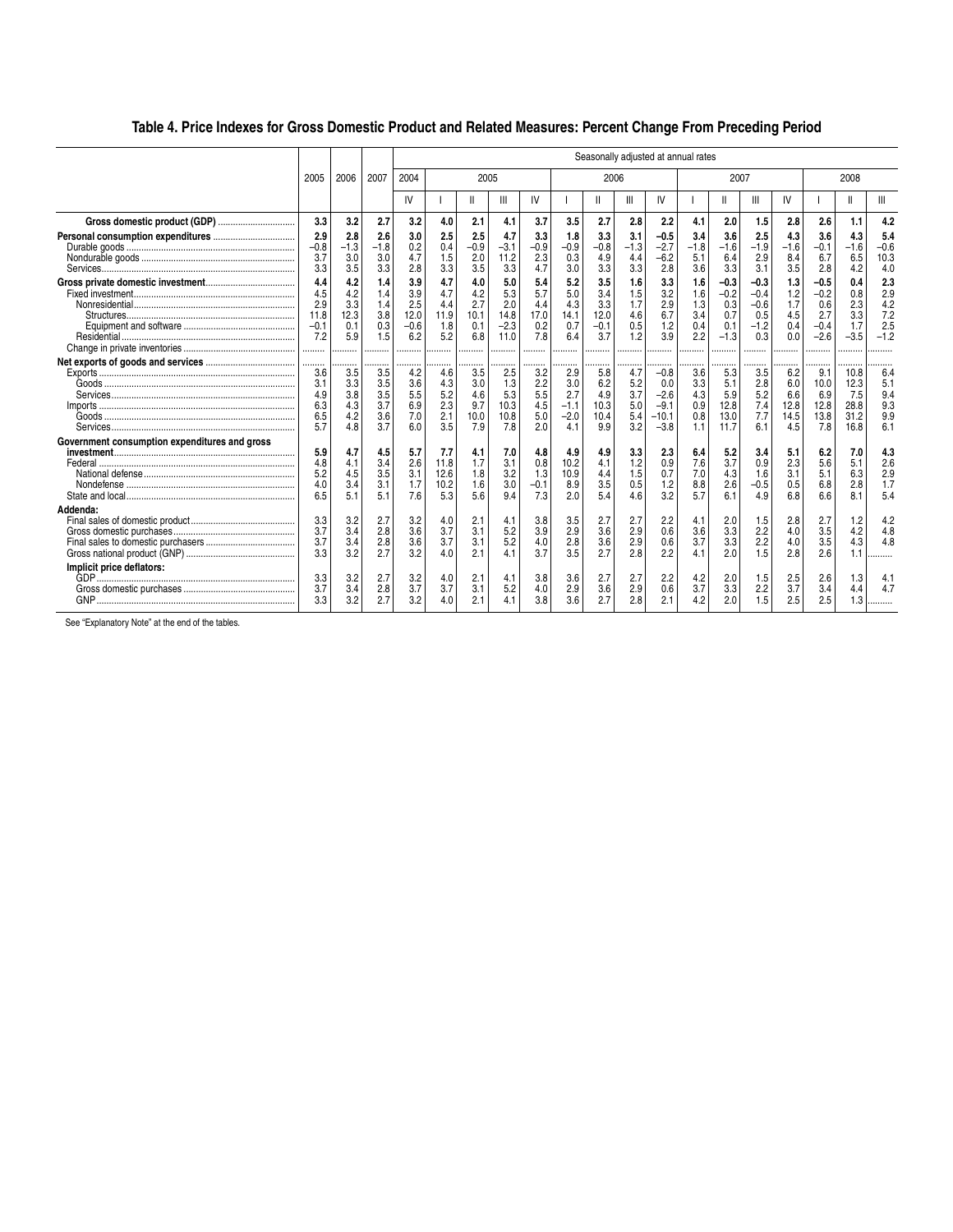## Table 4. Price Indexes for Gross Domestic Product and Related Measures: Percent Change From Preceding Period

| | 2005 | 2006 | 2007 | Seasonally adjusted at annual rates | | | | | | | | | | | | | | | |
|---|---|---|---|---|---|---|---|---|---|---|---|---|---|---|---|---|---|---|---|
| | | | | 2004 | 2005 | | | | 2006 | | | | 2007 | | | | 2008 | | |
| | | | | IV | I | II | III | IV | I | II | III | IV | I | II | III | IV | I | II | III |
| **Gross domestic product (GDP)** | **3.3** | **3.2** | **2.7** | **3.2** | **4.0** | **2.1** | **4.1** | **3.7** | **3.5** | **2.7** | **2.8** | **2.2** | **4.1** | **2.0** | **1.5** | **2.8** | **2.6** | **1.1** | **4.2** |
| **Personal consumption expenditures** | **2.9** | **2.8** | **2.6** | **3.0** | **2.5** | **2.5** | **4.7** | **3.3** | **1.8** | **3.3** | **3.1** | **−0.5** | **3.4** | **3.6** | **2.5** | **4.3** | **3.6** | **4.3** | **5.4** |
| Durable goods | −0.8 | −1.3 | −1.8 | 0.2 | 0.4 | −0.9 | −3.1 | −0.9 | −0.9 | −0.8 | −1.3 | −2.7 | −1.8 | −1.6 | −1.9 | −1.6 | −0.1 | −1.6 | −0.6 |
| Nondurable goods | 3.7 | 3.0 | 3.0 | 4.7 | 1.5 | 2.0 | 11.2 | 2.3 | 0.3 | 4.9 | 4.4 | −6.2 | 5.1 | 6.4 | 2.9 | 8.4 | 6.7 | 6.5 | 10.3 |
| Services | 3.3 | 3.5 | 3.3 | 2.8 | 3.3 | 3.5 | 3.3 | 4.7 | 3.0 | 3.3 | 3.3 | 2.8 | 3.6 | 3.3 | 3.1 | 3.5 | 2.8 | 4.2 | 4.0 |
| **Gross private domestic investment** | **4.4** | **4.2** | **1.4** | **3.9** | **4.7** | **4.0** | **5.0** | **5.4** | **5.2** | **3.5** | **1.6** | **3.3** | **1.6** | **−0.3** | **−0.3** | **1.3** | **−0.5** | **0.4** | **2.3** |
| Fixed investment | 4.5 | 4.2 | 1.4 | 3.9 | 4.7 | 4.2 | 5.3 | 5.7 | 5.0 | 3.4 | 1.5 | 3.2 | 1.6 | −0.2 | −0.4 | 1.2 | −0.2 | 0.8 | 2.9 |
| Nonresidential | 2.9 | 3.3 | 1.4 | 2.5 | 4.4 | 2.7 | 2.0 | 4.4 | 4.3 | 3.3 | 1.7 | 2.9 | 1.3 | 0.3 | −0.6 | 1.7 | 0.6 | 2.3 | 4.2 |
| Structures | 11.8 | 12.3 | 3.8 | 12.0 | 11.9 | 10.1 | 14.8 | 17.0 | 14.1 | 12.0 | 4.6 | 6.7 | 3.4 | 0.7 | 0.5 | 4.5 | 2.7 | 3.3 | 7.2 |
| Equipment and software | −0.1 | 0.1 | 0.3 | −0.6 | 1.8 | 0.1 | −2.3 | 0.2 | 0.7 | −0.1 | 0.5 | 1.2 | 0.4 | 0.1 | −1.2 | 0.4 | −0.4 | 1.7 | 2.5 |
| Residential | 7.2 | 5.9 | 1.5 | 6.2 | 5.2 | 6.8 | 11.0 | 7.8 | 6.4 | 3.7 | 1.2 | 3.9 | 2.2 | −1.3 | 0.3 | 0.0 | −2.6 | −3.5 | −1.2 |
| Change in private inventories | ........ | ........ | ........ | ........ | ........ | ........ | ........ | ........ | ........ | ........ | ........ | ........ | ........ | ........ | ........ | ........ | ........ | ........ | ........ |
| **Net exports of goods and services** | ........ | ........ | ........ | ........ | ........ | ........ | ........ | ........ | ........ | ........ | ........ | ........ | ........ | ........ | ........ | ........ | ........ | ........ | ........ |
| Exports | 3.6 | 3.5 | 3.5 | 4.2 | 4.6 | 3.5 | 2.5 | 3.2 | 2.9 | 5.8 | 4.7 | −0.8 | 3.6 | 5.3 | 3.5 | 6.2 | 9.1 | 10.8 | 6.4 |
| Goods | 3.1 | 3.3 | 3.5 | 3.6 | 4.3 | 3.0 | 1.3 | 2.2 | 3.0 | 6.2 | 5.2 | 0.0 | 3.3 | 5.1 | 2.8 | 6.0 | 10.0 | 12.3 | 5.1 |
| Services | 4.9 | 3.8 | 3.5 | 5.5 | 5.2 | 4.6 | 5.3 | 5.5 | 2.7 | 4.9 | 3.7 | −2.6 | 4.3 | 5.9 | 5.2 | 6.6 | 6.9 | 7.5 | 9.4 |
| Imports | 6.3 | 4.3 | 3.7 | 6.9 | 2.3 | 9.7 | 10.3 | 4.5 | −1.1 | 10.3 | 5.0 | −9.1 | 0.9 | 12.8 | 7.4 | 12.8 | 12.8 | 28.8 | 9.3 |
| Goods | 6.5 | 4.2 | 3.6 | 7.0 | 2.1 | 10.0 | 10.8 | 5.0 | −2.0 | 10.4 | 5.4 | −10.1 | 0.8 | 13.0 | 7.7 | 14.5 | 13.8 | 31.2 | 9.9 |
| Services | 5.7 | 4.8 | 3.7 | 6.0 | 3.5 | 7.9 | 7.8 | 2.0 | 4.1 | 9.9 | 3.2 | −3.8 | 1.1 | 11.7 | 6.1 | 4.5 | 7.8 | 16.8 | 6.1 |
| **Government consumption expenditures and gross investment** | **5.9** | **4.7** | **4.5** | **5.7** | **7.7** | **4.1** | **7.0** | **4.8** | **4.9** | **4.9** | **3.3** | **2.3** | **6.4** | **5.2** | **3.4** | **5.1** | **6.2** | **7.0** | **4.3** |
| Federal | 4.8 | 4.1 | 3.4 | 2.6 | 11.8 | 1.7 | 3.1 | 0.8 | 10.2 | 4.1 | 1.2 | 0.9 | 7.6 | 3.7 | 0.9 | 2.3 | 5.6 | 5.1 | 2.6 |
| National defense | 5.2 | 4.5 | 3.5 | 3.1 | 12.6 | 1.8 | 3.2 | 1.3 | 10.9 | 4.4 | 1.5 | 0.7 | 7.0 | 4.3 | 1.6 | 3.1 | 5.1 | 6.3 | 2.9 |
| Nondefense | 4.0 | 3.4 | 3.1 | 1.7 | 10.2 | 1.6 | 3.0 | −0.1 | 8.9 | 3.5 | 0.5 | 1.2 | 8.8 | 2.6 | −0.5 | 0.5 | 6.8 | 2.8 | 1.7 |
| State and local | 6.5 | 5.1 | 5.1 | 7.6 | 5.3 | 5.6 | 9.4 | 7.3 | 2.0 | 5.4 | 4.6 | 3.2 | 5.7 | 6.1 | 4.9 | 6.8 | 6.6 | 8.1 | 5.4 |
| **Addenda:** | | | | | | | | | | | | | | | | | | | |
| Final sales of domestic product | 3.3 | 3.2 | 2.7 | 3.2 | 4.0 | 2.1 | 4.1 | 3.8 | 3.5 | 2.7 | 2.7 | 2.2 | 4.1 | 2.0 | 1.5 | 2.8 | 2.7 | 1.2 | 4.2 |
| Gross domestic purchases | 3.7 | 3.4 | 2.8 | 3.6 | 3.7 | 3.1 | 5.2 | 3.9 | 2.9 | 3.6 | 2.9 | 0.6 | 3.6 | 3.3 | 2.2 | 4.0 | 3.5 | 4.2 | 4.8 |
| Final sales to domestic purchasers | 3.7 | 3.4 | 2.8 | 3.6 | 3.7 | 3.1 | 5.2 | 4.0 | 2.8 | 3.6 | 2.9 | 0.6 | 3.7 | 3.3 | 2.2 | 4.0 | 3.5 | 4.3 | 4.8 |
| Gross national product (GNP) | 3.3 | 3.2 | 2.7 | 3.2 | 4.0 | 2.1 | 4.1 | 3.7 | 3.5 | 2.7 | 2.8 | 2.2 | 4.1 | 2.0 | 1.5 | 2.8 | 2.6 | 1.1 | ........ |
| **Implicit price deflators:** | | | | | | | | | | | | | | | | | | | |
| GDP | 3.3 | 3.2 | 2.7 | 3.2 | 4.0 | 2.1 | 4.1 | 3.8 | 3.6 | 2.7 | 2.7 | 2.2 | 4.2 | 2.0 | 1.5 | 2.5 | 2.6 | 1.3 | 4.1 |
| Gross domestic purchases | 3.7 | 3.4 | 2.8 | 3.7 | 3.7 | 3.1 | 5.2 | 4.0 | 2.9 | 3.6 | 2.9 | 0.6 | 3.7 | 3.3 | 2.2 | 3.7 | 3.4 | 4.4 | 4.7 |
| GNP | 3.3 | 3.2 | 2.7 | 3.2 | 4.0 | 2.1 | 4.1 | 3.8 | 3.6 | 2.7 | 2.8 | 2.1 | 4.2 | 2.0 | 1.5 | 2.5 | 2.5 | 1.3 | ........ |

See "Explanatory Note" at the end of the tables.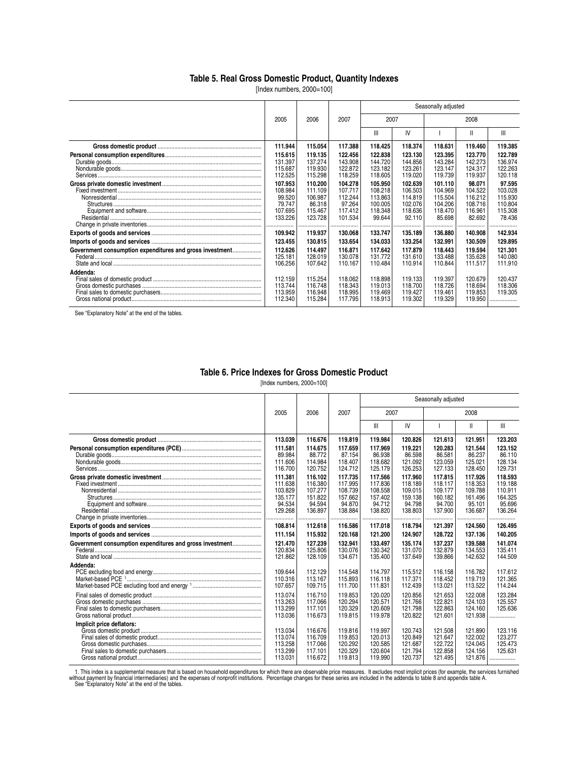## Table 5. Real Gross Domestic Product, Quantity Indexes

[Index numbers, 2000=100]

| | 2005 | 2006 | 2007 | Seasonally adjusted | | | | |
|---|---|---|---|---|---|---|---|---|
| | | | | 2007 | | 2008 | | |
| | | | | III | IV | I | II | III |
| **Gross domestic product** | **111.944** | **115.054** | **117.388** | **118.425** | **118.374** | **118.631** | **119.460** | **119.385** |
| **Personal consumption expenditures** | **115.615** | **119.135** | **122.456** | **122.838** | **123.130** | **123.395** | **123.770** | **122.789** |
| Durable goods | 131.397 | 137.274 | 143.908 | 144.720 | 144.856 | 143.284 | 142.273 | 136.974 |
| Nondurable goods | 115.687 | 119.930 | 122.872 | 123.182 | 123.261 | 123.147 | 124.317 | 122.263 |
| Services | 112.525 | 115.298 | 118.259 | 118.605 | 119.020 | 119.739 | 119.937 | 120.118 |
| **Gross private domestic investment** | **107.953** | **110.200** | **104.278** | **105.950** | **102.639** | **101.110** | **98.071** | **97.595** |
| Fixed investment | 108.984 | 111.109 | 107.717 | 108.218 | 106.503 | 104.969 | 104.522 | 103.028 |
| Nonresidential | 99.520 | 106.987 | 112.244 | 113.863 | 114.819 | 115.504 | 116.212 | 115.930 |
| Structures | 79.747 | 86.318 | 97.264 | 100.005 | 102.076 | 104.206 | 108.716 | 110.804 |
| Equipment and software | 107.695 | 115.467 | 117.412 | 118.348 | 118.636 | 118.470 | 116.961 | 115.308 |
| Residential | 133.226 | 123.728 | 101.534 | 99.644 | 92.110 | 85.698 | 82.692 | 78.436 |
| Change in private inventories | ......... | ......... | ......... | ......... | ......... | ......... | ......... | ......... |
| **Exports of goods and services** | **109.942** | **119.937** | **130.068** | **133.747** | **135.189** | **136.880** | **140.908** | **142.934** |
| **Imports of goods and services** | **123.455** | **130.815** | **133.654** | **134.033** | **133.254** | **132.991** | **130.509** | **129.895** |
| **Government consumption expenditures and gross investment** | **112.626** | **114.497** | **116.871** | **117.642** | **117.879** | **118.443** | **119.594** | **121.301** |
| Federal | 125.181 | 128.019 | 130.078 | 131.772 | 131.610 | 133.488 | 135.628 | 140.080 |
| State and local | 106.256 | 107.642 | 110.167 | 110.484 | 110.914 | 110.844 | 111.517 | 111.910 |
| **Addenda:** | | | | | | | | |
| Final sales of domestic product | 112.159 | 115.254 | 118.062 | 118.898 | 119.133 | 119.397 | 120.679 | 120.437 |
| Gross domestic purchases | 113.744 | 116.748 | 118.343 | 119.013 | 118.700 | 118.726 | 118.694 | 118.306 |
| Final sales to domestic purchasers | 113.959 | 116.948 | 118.995 | 119.469 | 119.427 | 119.461 | 119.853 | 119.305 |
| Gross national product | 112.340 | 115.284 | 117.795 | 118.913 | 119.302 | 119.329 | 119.950 | ......... |

See "Explanatory Note" at the end of the tables.

## Table 6. Price Indexes for Gross Domestic Product

[Index numbers, 2000=100]

| | 2005 | 2006 | 2007 | Seasonally adjusted | | | | |
|---|---|---|---|---|---|---|---|---|
| | | | | 2007 | | 2008 | | |
| | | | | III | IV | I | II | III |
| **Gross domestic product** | **113.039** | **116.676** | **119.819** | **119.984** | **120.826** | **121.613** | **121.951** | **123.203** |
| **Personal consumption expenditures (PCE)** | **111.581** | **114.675** | **117.659** | **117.969** | **119.221** | **120.283** | **121.544** | **123.152** |
| Durable goods | 89.984 | 88.772 | 87.154 | 86.938 | 86.598 | 86.581 | 86.237 | 86.110 |
| Nondurable goods | 111.606 | 114.984 | 118.407 | 118.682 | 121.092 | 123.059 | 125.021 | 128.134 |
| Services | 116.700 | 120.752 | 124.712 | 125.179 | 126.253 | 127.133 | 128.450 | 129.731 |
| **Gross private domestic investment** | **111.381** | **116.102** | **117.735** | **117.566** | **117.960** | **117.815** | **117.926** | **118.593** |
| Fixed investment | 111.638 | 116.380 | 117.995 | 117.836 | 118.189 | 118.117 | 118.353 | 119.188 |
| Nonresidential | 103.829 | 107.277 | 108.739 | 108.558 | 109.015 | 109.177 | 109.788 | 110.911 |
| Structures | 135.177 | 151.822 | 157.662 | 157.402 | 159.138 | 160.182 | 161.496 | 164.325 |
| Equipment and software | 94.534 | 94.594 | 94.870 | 94.712 | 94.798 | 94.700 | 95.101 | 95.696 |
| Residential | 129.268 | 136.897 | 138.884 | 138.820 | 138.803 | 137.900 | 136.687 | 136.264 |
| Change in private inventories | ......... | ......... | ......... | ......... | ......... | ......... | ......... | ......... |
| **Exports of goods and services** | **108.814** | **112.618** | **116.586** | **117.018** | **118.794** | **121.397** | **124.560** | **126.495** |
| **Imports of goods and services** | **111.154** | **115.932** | **120.168** | **121.200** | **124.907** | **128.722** | **137.136** | **140.205** |
| **Government consumption expenditures and gross investment** | **121.470** | **127.239** | **132.941** | **133.497** | **135.174** | **137.237** | **139.588** | **141.074** |
| Federal | 120.834 | 125.806 | 130.076 | 130.342 | 131.070 | 132.879 | 134.553 | 135.411 |
| State and local | 121.862 | 128.109 | 134.671 | 135.400 | 137.649 | 139.866 | 142.632 | 144.509 |
| **Addenda:** | | | | | | | | |
| PCE excluding food and energy | 109.644 | 112.129 | 114.548 | 114.797 | 115.512 | 116.158 | 116.782 | 117.612 |
| Market-based PCE [1] | 110.316 | 113.167 | 115.893 | 116.118 | 117.371 | 118.452 | 119.719 | 121.365 |
| Market-based PCE excluding food and energy [1] | 107.657 | 109.715 | 111.700 | 111.831 | 112.439 | 113.021 | 113.522 | 114.244 |
| Final sales of domestic product | 113.074 | 116.710 | 119.853 | 120.020 | 120.856 | 121.653 | 122.008 | 123.284 |
| Gross domestic purchases | 113.263 | 117.066 | 120.294 | 120.571 | 121.766 | 122.821 | 124.103 | 125.557 |
| Final sales to domestic purchasers | 113.299 | 117.101 | 120.329 | 120.609 | 121.798 | 122.863 | 124.160 | 125.636 |
| Gross national product | 113.036 | 116.673 | 119.815 | 119.978 | 120.822 | 121.601 | 121.938 | ......... |
| **Implicit price deflators:** | | | | | | | | |
| Gross domestic product | 113.034 | 116.676 | 119.816 | 119.997 | 120.743 | 121.508 | 121.890 | 123.116 |
| Final sales of domestic product | 113.074 | 116.709 | 119.853 | 120.013 | 120.849 | 121.647 | 122.002 | 123.277 |
| Gross domestic purchases | 113.258 | 117.066 | 120.292 | 120.585 | 121.687 | 122.722 | 124.045 | 125.473 |
| Final sales to domestic purchasers | 113.299 | 117.101 | 120.329 | 120.604 | 121.794 | 122.858 | 124.156 | 125.631 |
| Gross national product | 113.031 | 116.672 | 119.813 | 119.990 | 120.737 | 121.495 | 121.876 | ......... |

1. This index is a supplemental measure that is based on household expenditures for which there are observable price measures. It excludes most implicit prices (for example, the services furnished without payment by financial intermediaries) and the expenses of nonprofit institutions. Percentage changes for these series are included in the addenda to table 8 and appendix table A.

See "Explanatory Note" at the end of the tables.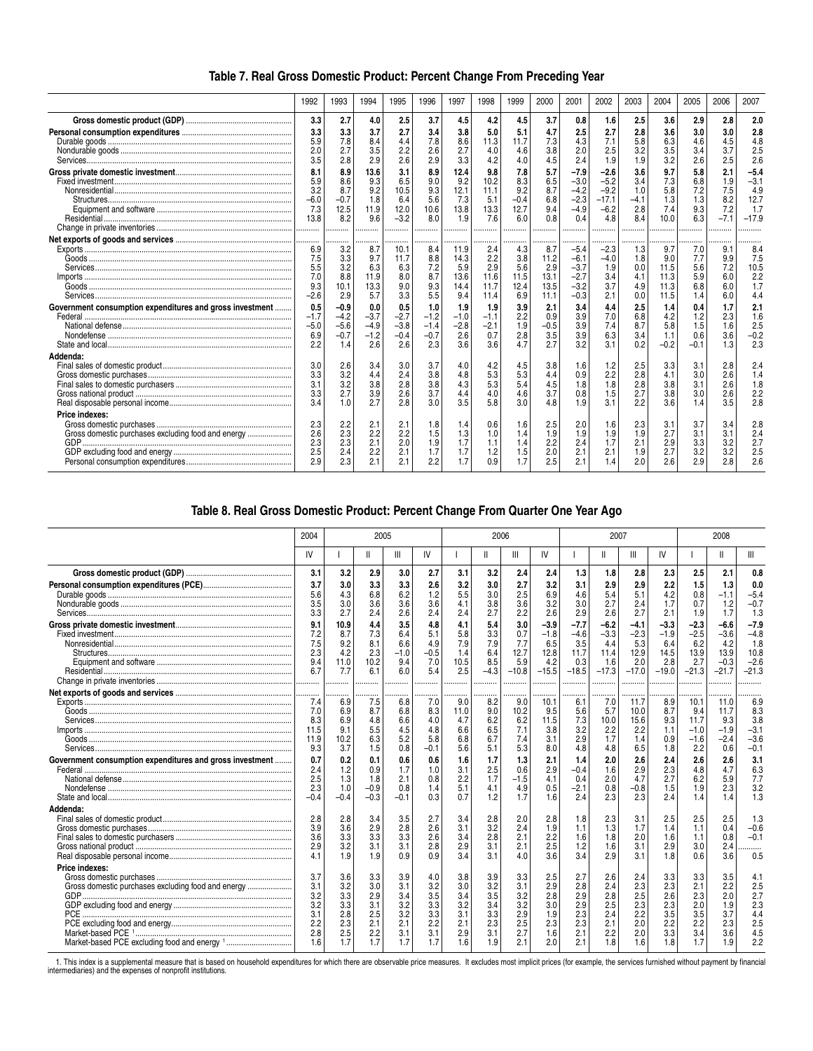## Table 7. Real Gross Domestic Product: Percent Change From Preceding Year

| | 1992 | 1993 | 1994 | 1995 | 1996 | 1997 | 1998 | 1999 | 2000 | 2001 | 2002 | 2003 | 2004 | 2005 | 2006 | 2007 |
|---|---|---|---|---|---|---|---|---|---|---|---|---|---|---|---|---|
| **Gross domestic product (GDP)** | **3.3** | **2.7** | **4.0** | **2.5** | **3.7** | **4.5** | **4.2** | **4.5** | **3.7** | **0.8** | **1.6** | **2.5** | **3.6** | **2.9** | **2.8** | **2.0** |
| **Personal consumption expenditures** | **3.3** | **3.3** | **3.7** | **2.7** | **3.4** | **3.8** | **5.0** | **5.1** | **4.7** | **2.5** | **2.7** | **2.8** | **3.6** | **3.0** | **3.0** | **2.8** |
| Durable goods | 5.9 | 7.8 | 8.4 | 4.4 | 7.8 | 8.6 | 11.3 | 11.7 | 7.3 | 4.3 | 7.1 | 5.8 | 6.3 | 4.6 | 4.5 | 4.8 |
| Nondurable goods | 2.0 | 2.7 | 3.5 | 2.2 | 2.6 | 2.7 | 4.0 | 4.6 | 3.8 | 2.0 | 2.5 | 3.2 | 3.5 | 3.4 | 3.7 | 2.5 |
| Services | 3.5 | 2.8 | 2.9 | 2.6 | 2.9 | 3.3 | 4.2 | 4.0 | 4.5 | 2.4 | 1.9 | 1.9 | 3.2 | 2.6 | 2.5 | 2.6 |
| **Gross private domestic investment** | **8.1** | **8.9** | **13.6** | **3.1** | **8.9** | **12.4** | **9.8** | **7.8** | **5.7** | **−7.9** | **−2.6** | **3.6** | **9.7** | **5.8** | **2.1** | **−5.4** |
| Fixed investment | 5.9 | 8.6 | 9.3 | 6.5 | 9.0 | 9.2 | 10.2 | 8.3 | 6.5 | −3.0 | −5.2 | 3.4 | 7.3 | 6.8 | 1.9 | −3.1 |
| Nonresidential | 3.2 | 8.7 | 9.2 | 10.5 | 9.3 | 12.1 | 11.1 | 9.2 | 8.7 | −4.2 | −9.2 | 1.0 | 5.8 | 7.2 | 7.5 | 4.9 |
| Structures | −6.0 | −0.7 | 1.8 | 6.4 | 5.6 | 7.3 | 5.1 | −0.4 | 6.8 | −2.3 | −17.1 | −4.1 | 1.3 | 1.3 | 8.2 | 12.7 |
| Equipment and software | 7.3 | 12.5 | 11.9 | 12.0 | 10.6 | 13.8 | 13.3 | 12.7 | 9.4 | −4.9 | −6.2 | 2.8 | 7.4 | 9.3 | 7.2 | 1.7 |
| Residential | 13.8 | 8.2 | 9.6 | −3.2 | 8.0 | 1.9 | 7.6 | 6.0 | 0.8 | 0.4 | 4.8 | 8.4 | 10.0 | 6.3 | −7.1 | −17.9 |
| Change in private inventories | ........ | ........ | ........ | ........ | ........ | ........ | ........ | ........ | ........ | ........ | ........ | ........ | ........ | ........ | ........ | ........ |
| **Net exports of goods and services** | ........ | ........ | ........ | ........ | ........ | ........ | ........ | ........ | ........ | ........ | ........ | ........ | ........ | ........ | ........ | ........ |
| Exports | 6.9 | 3.2 | 8.7 | 10.1 | 8.4 | 11.9 | 2.4 | 4.3 | 8.7 | −5.4 | −2.3 | 1.3 | 9.7 | 7.0 | 9.1 | 8.4 |
| Goods | 7.5 | 3.3 | 9.7 | 11.7 | 8.8 | 14.3 | 2.2 | 3.8 | 11.2 | −6.1 | −4.0 | 1.8 | 9.0 | 7.7 | 9.9 | 7.5 |
| Services | 5.5 | 3.2 | 6.3 | 6.3 | 7.2 | 5.9 | 2.9 | 5.6 | 2.9 | −3.7 | 1.9 | 0.0 | 11.5 | 5.6 | 7.2 | 10.5 |
| Imports | 7.0 | 8.8 | 11.9 | 8.0 | 8.7 | 13.6 | 11.6 | 11.5 | 13.1 | −2.7 | 3.4 | 4.1 | 11.3 | 5.9 | 6.0 | 2.2 |
| Goods | 9.3 | 10.1 | 13.3 | 9.0 | 9.3 | 14.4 | 11.7 | 12.4 | 13.5 | −3.2 | 3.7 | 4.9 | 11.3 | 6.8 | 6.0 | 1.7 |
| Services | −2.6 | 2.9 | 5.7 | 3.3 | 5.5 | 9.4 | 11.4 | 6.9 | 11.1 | −0.3 | 2.1 | 0.0 | 11.5 | 1.4 | 6.0 | 4.4 |
| **Government consumption expenditures and gross investment** | **0.5** | **−0.9** | **0.0** | **0.5** | **1.0** | **1.9** | **1.9** | **3.9** | **2.1** | **3.4** | **4.4** | **2.5** | **1.4** | **0.4** | **1.7** | **2.1** |
| Federal | −1.7 | −4.2 | −3.7 | −2.7 | −1.2 | −1.0 | −1.1 | 2.2 | 0.9 | 3.9 | 7.0 | 6.8 | 4.2 | 1.2 | 2.3 | 1.6 |
| National defense | −5.0 | −5.6 | −4.9 | −3.8 | −1.4 | −2.8 | −2.1 | 1.9 | −0.5 | 3.9 | 7.4 | 8.7 | 5.8 | 1.5 | 1.6 | 2.5 |
| Nondefense | 6.9 | −0.7 | −1.2 | −0.4 | −0.7 | 2.6 | 0.7 | 2.8 | 3.5 | 3.9 | 6.3 | 3.4 | 1.1 | 0.6 | 3.6 | −0.2 |
| State and local | 2.2 | 1.4 | 2.6 | 2.6 | 2.3 | 3.6 | 3.6 | 4.7 | 2.7 | 3.2 | 3.1 | 0.2 | −0.2 | −0.1 | 1.3 | 2.3 |
| **Addenda:** | | | | | | | | | | | | | | | | |
| Final sales of domestic product | 3.0 | 2.6 | 3.4 | 3.0 | 3.7 | 4.0 | 4.2 | 4.5 | 3.8 | 1.6 | 1.2 | 2.5 | 3.3 | 3.1 | 2.8 | 2.4 |
| Gross domestic purchases | 3.3 | 3.2 | 4.4 | 2.4 | 3.8 | 4.8 | 5.3 | 5.3 | 4.4 | 0.9 | 2.2 | 2.8 | 4.1 | 3.0 | 2.6 | 1.4 |
| Final sales to domestic purchasers | 3.1 | 3.2 | 3.8 | 2.8 | 3.8 | 4.3 | 5.3 | 5.4 | 4.5 | 1.8 | 1.8 | 2.8 | 3.8 | 3.1 | 2.6 | 1.8 |
| Gross national product | 3.3 | 2.7 | 3.9 | 2.6 | 3.7 | 4.4 | 4.0 | 4.6 | 3.7 | 0.8 | 1.5 | 2.7 | 3.8 | 3.0 | 2.6 | 2.2 |
| Real disposable personal income | 3.4 | 1.0 | 2.7 | 2.8 | 3.0 | 3.5 | 5.8 | 3.0 | 4.8 | 1.9 | 3.1 | 2.2 | 3.6 | 1.4 | 3.5 | 2.8 |
| **Price indexes:** | | | | | | | | | | | | | | | | |
| Gross domestic purchases | 2.3 | 2.2 | 2.1 | 2.1 | 1.8 | 1.4 | 0.6 | 1.6 | 2.5 | 2.0 | 1.6 | 2.3 | 3.1 | 3.7 | 3.4 | 2.8 |
| Gross domestic purchases excluding food and energy | 2.6 | 2.3 | 2.2 | 2.2 | 1.5 | 1.3 | 1.0 | 1.4 | 1.9 | 1.9 | 1.9 | 1.9 | 2.7 | 3.1 | 3.1 | 2.4 |
| GDP | 2.3 | 2.3 | 2.1 | 2.0 | 1.9 | 1.7 | 1.1 | 1.4 | 2.2 | 2.4 | 1.7 | 2.1 | 2.9 | 3.3 | 3.2 | 2.7 |
| GDP excluding food and energy | 2.5 | 2.4 | 2.2 | 2.1 | 1.7 | 1.7 | 1.2 | 1.5 | 2.0 | 2.1 | 2.1 | 1.9 | 2.7 | 3.2 | 3.2 | 2.5 |
| Personal consumption expenditures | 2.9 | 2.3 | 2.1 | 2.1 | 2.2 | 1.7 | 0.9 | 1.7 | 2.5 | 2.1 | 1.4 | 2.0 | 2.6 | 2.9 | 2.8 | 2.6 |

## Table 8. Real Gross Domestic Product: Percent Change From Quarter One Year Ago

| | 2004 | 2005 | | | | 2006 | | | | 2007 | | | | 2008 | | |
|---|---|---|---|---|---|---|---|---|---|---|---|---|---|---|---|---|
| | IV | I | II | III | IV | I | II | III | IV | I | II | III | IV | I | II | III |
| **Gross domestic product (GDP)** | **3.1** | **3.2** | **2.9** | **3.0** | **2.7** | **3.1** | **3.2** | **2.4** | **2.4** | **1.3** | **1.8** | **2.8** | **2.3** | **2.5** | **2.1** | **0.8** |
| **Personal consumption expenditures (PCE)** | **3.7** | **3.0** | **3.3** | **3.3** | **2.6** | **3.2** | **3.0** | **2.7** | **3.2** | **3.1** | **2.9** | **2.9** | **2.2** | **1.5** | **1.3** | **0.0** |
| Durable goods | 5.6 | 4.3 | 6.8 | 6.2 | 1.2 | 5.5 | 3.0 | 2.5 | 6.9 | 4.6 | 5.4 | 5.1 | 4.2 | 0.8 | −1.1 | −5.4 |
| Nondurable goods | 3.5 | 3.0 | 3.6 | 3.6 | 3.6 | 4.1 | 3.8 | 3.6 | 3.2 | 3.0 | 2.7 | 2.4 | 1.7 | 0.7 | 1.2 | −0.7 |
| Services | 3.3 | 2.7 | 2.4 | 2.6 | 2.4 | 2.4 | 2.7 | 2.2 | 2.6 | 2.9 | 2.6 | 2.7 | 2.1 | 1.9 | 1.7 | 1.3 |
| **Gross private domestic investment** | **9.1** | **10.9** | **4.4** | **3.5** | **4.8** | **4.1** | **5.4** | **3.0** | **−3.9** | **−7.7** | **−6.2** | **−4.1** | **−3.3** | **−2.3** | **−6.6** | **−7.9** |
| Fixed investment | 7.2 | 8.7 | 7.3 | 6.4 | 5.1 | 5.8 | 3.3 | 0.7 | −1.8 | −4.6 | −3.3 | −2.3 | −1.9 | −2.5 | −3.6 | −4.8 |
| Nonresidential | 7.5 | 9.2 | 8.1 | 6.6 | 4.9 | 7.9 | 7.9 | 7.7 | 6.5 | 3.5 | 4.4 | 5.3 | 6.4 | 6.2 | 4.2 | 1.8 |
| Structures | 2.3 | 4.2 | 2.3 | −1.0 | −0.5 | 1.4 | 6.4 | 12.7 | 12.8 | 11.7 | 11.4 | 12.9 | 14.5 | 13.9 | 13.9 | 10.8 |
| Equipment and software | 9.4 | 11.0 | 10.2 | 9.4 | 7.0 | 10.5 | 8.5 | 5.9 | 4.2 | 0.3 | 1.6 | 2.0 | 2.8 | 2.7 | −0.3 | −2.6 |
| Residential | 6.7 | 7.7 | 6.1 | 6.0 | 5.4 | 2.5 | −4.3 | −10.8 | −15.5 | −18.5 | −17.3 | −17.0 | −19.0 | −21.3 | −21.7 | −21.3 |
| Change in private inventories | ........ | ........ | ........ | ........ | ........ | ........ | ........ | ........ | ........ | ........ | ........ | ........ | ........ | ........ | ........ | ........ |
| **Net exports of goods and services** | ........ | ........ | ........ | ........ | ........ | ........ | ........ | ........ | ........ | ........ | ........ | ........ | ........ | ........ | ........ | ........ |
| Exports | 7.4 | 6.9 | 7.5 | 6.8 | 7.0 | 9.0 | 8.2 | 9.0 | 10.1 | 6.1 | 7.0 | 11.7 | 8.9 | 10.1 | 11.0 | 6.9 |
| Goods | 7.0 | 6.9 | 8.7 | 6.8 | 8.3 | 11.0 | 9.0 | 10.2 | 9.5 | 5.6 | 5.7 | 10.0 | 8.7 | 9.4 | 11.7 | 8.3 |
| Services | 8.3 | 6.9 | 4.8 | 6.6 | 4.0 | 4.7 | 6.2 | 6.2 | 11.5 | 7.3 | 10.0 | 15.6 | 9.3 | 11.7 | 9.3 | 3.8 |
| Imports | 11.5 | 9.1 | 5.5 | 4.5 | 4.8 | 6.6 | 6.5 | 7.1 | 3.8 | 3.2 | 2.2 | 2.2 | 1.1 | −1.0 | −1.9 | −3.1 |
| Goods | 11.9 | 10.2 | 6.3 | 5.2 | 5.8 | 6.8 | 6.7 | 7.4 | 3.1 | 2.9 | 1.7 | 1.4 | 0.9 | −1.6 | −2.4 | −3.6 |
| Services | 9.3 | 3.7 | 1.5 | 0.8 | −0.1 | 5.6 | 5.1 | 5.3 | 8.0 | 4.8 | 4.8 | 6.5 | 1.8 | 2.2 | 0.6 | −0.1 |
| **Government consumption expenditures and gross investment** | **0.7** | **0.2** | **0.1** | **0.6** | **0.6** | **1.6** | **1.7** | **1.3** | **2.1** | **1.4** | **2.0** | **2.6** | **2.4** | **2.6** | **2.6** | **3.1** |
| Federal | 2.4 | 1.2 | 0.9 | 1.7 | 1.0 | 3.1 | 2.5 | 0.6 | 2.9 | −0.4 | 1.6 | 2.9 | 2.3 | 4.8 | 4.7 | 6.3 |
| National defense | 2.5 | 1.3 | 1.8 | 2.1 | 0.8 | 2.2 | 1.7 | −1.5 | 4.1 | 0.4 | 2.0 | 4.7 | 2.7 | 6.2 | 5.9 | 7.7 |
| Nondefense | 2.3 | 1.0 | −0.9 | 0.8 | 1.4 | 5.1 | 4.1 | 4.9 | 0.5 | −2.1 | 0.8 | −0.8 | 1.5 | 1.9 | 2.3 | 3.2 |
| State and local | −0.4 | −0.4 | −0.3 | −0.1 | 0.3 | 0.7 | 1.2 | 1.7 | 1.6 | 2.4 | 2.3 | 2.3 | 2.4 | 1.4 | 1.4 | 1.3 |
| **Addenda:** | | | | | | | | | | | | | | | | |
| Final sales of domestic product | 2.8 | 2.8 | 3.4 | 3.5 | 2.7 | 3.4 | 2.8 | 2.0 | 2.8 | 1.8 | 2.3 | 3.1 | 2.5 | 2.5 | 2.5 | 1.3 |
| Gross domestic purchases | 3.9 | 3.6 | 2.9 | 2.8 | 2.6 | 3.1 | 3.2 | 2.4 | 1.9 | 1.1 | 1.3 | 1.7 | 1.4 | 1.1 | 0.4 | −0.6 |
| Final sales to domestic purchasers | 3.6 | 3.3 | 3.3 | 3.3 | 2.6 | 3.4 | 2.8 | 2.1 | 2.2 | 1.6 | 1.8 | 2.0 | 1.6 | 1.1 | 0.8 | −0.1 |
| Gross national product | 2.9 | 3.2 | 3.1 | 3.1 | 2.8 | 2.9 | 3.1 | 2.1 | 2.5 | 1.2 | 1.6 | 3.1 | 2.9 | 3.0 | 2.4 | ........ |
| Real disposable personal income | 4.1 | 1.9 | 1.9 | 0.9 | 0.9 | 3.4 | 3.1 | 4.0 | 3.6 | 3.4 | 2.9 | 3.1 | 1.8 | 0.6 | 3.6 | 0.5 |
| **Price indexes:** | | | | | | | | | | | | | | | | |
| Gross domestic purchases | 3.7 | 3.6 | 3.3 | 3.9 | 4.0 | 3.8 | 3.9 | 3.3 | 2.5 | 2.7 | 2.6 | 2.4 | 3.3 | 3.3 | 3.5 | 4.1 |
| Gross domestic purchases excluding food and energy | 3.1 | 3.2 | 3.0 | 3.1 | 3.2 | 3.0 | 3.2 | 3.1 | 2.9 | 2.8 | 2.4 | 2.3 | 2.3 | 2.1 | 2.2 | 2.5 |
| GDP | 3.2 | 3.3 | 2.9 | 3.4 | 3.5 | 3.4 | 3.5 | 3.2 | 2.8 | 2.9 | 2.8 | 2.5 | 2.6 | 2.3 | 2.0 | 2.7 |
| GDP excluding food and energy | 3.2 | 3.3 | 3.1 | 3.2 | 3.3 | 3.2 | 3.4 | 3.2 | 3.0 | 2.9 | 2.5 | 2.3 | 2.3 | 2.0 | 1.9 | 2.3 |
| PCE | 3.1 | 2.8 | 2.5 | 3.2 | 3.3 | 3.1 | 3.3 | 2.9 | 1.9 | 2.3 | 2.4 | 2.2 | 3.5 | 3.5 | 3.7 | 4.4 |
| PCE excluding food and energy | 2.2 | 2.3 | 2.1 | 2.1 | 2.2 | 2.1 | 2.3 | 2.5 | 2.3 | 2.3 | 2.1 | 2.0 | 2.2 | 2.2 | 2.3 | 2.5 |
| Market-based PCE [1] | 2.8 | 2.5 | 2.2 | 3.1 | 3.1 | 2.9 | 3.1 | 2.7 | 1.6 | 2.1 | 2.2 | 2.0 | 3.3 | 3.4 | 3.6 | 4.5 |
| Market-based PCE excluding food and energy [1] | 1.6 | 1.7 | 1.7 | 1.7 | 1.7 | 1.6 | 1.9 | 2.1 | 2.0 | 2.1 | 1.8 | 1.6 | 1.8 | 1.7 | 1.9 | 2.2 |

1. This index is a supplemental measure that is based on household expenditures for which there are observable price measures. It excludes most implicit prices (for example, the services furnished without payment by financial intermediaries) and the expenses of nonprofit institutions.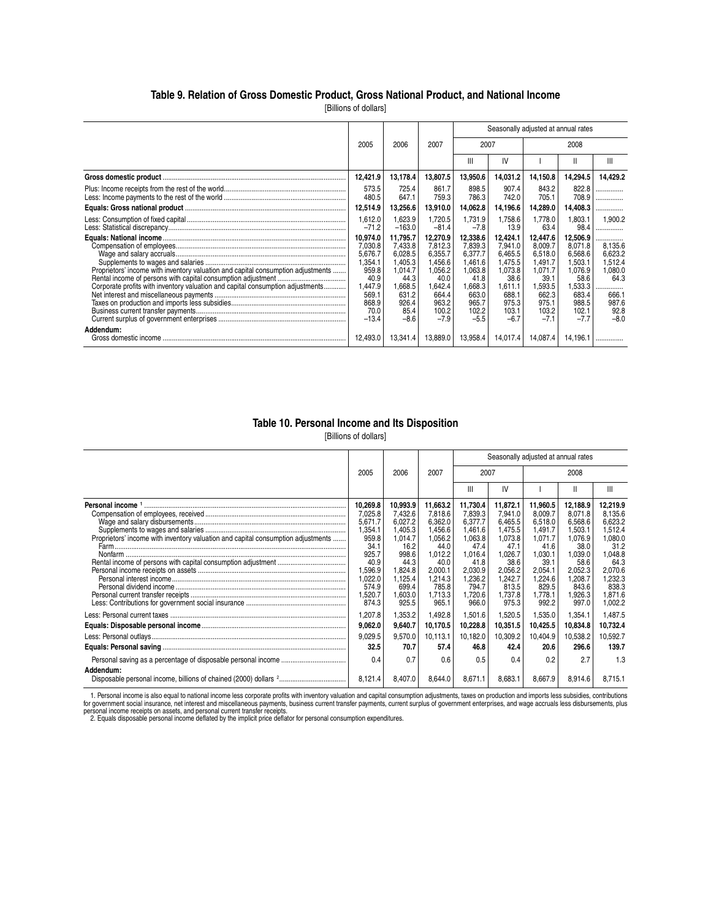## Table 9. Relation of Gross Domestic Product, Gross National Product, and National Income

[Billions of dollars]

| | 2005 | 2006 | 2007 | Seasonally adjusted at annual rates | | | | |
|---|---|---|---|---|---|---|---|---|
| | | | | 2007 | | 2008 | | |
| | | | | III | IV | I | II | III |
| **Gross domestic product** | **12,421.9** | **13,178.4** | **13,807.5** | **13,950.6** | **14,031.2** | **14,150.8** | **14,294.5** | **14,429.2** |
| Plus: Income receipts from the rest of the world | 573.5 | 725.4 | 861.7 | 898.5 | 907.4 | 843.2 | 822.8 | ............... |
| Less: Income payments to the rest of the world | 480.5 | 647.1 | 759.3 | 786.3 | 742.0 | 705.1 | 708.9 | ............... |
| **Equals: Gross national product** | **12,514.9** | **13,256.6** | **13,910.0** | **14,062.8** | **14,196.6** | **14,289.0** | **14,408.3** | ............... |
| Less: Consumption of fixed capital | 1,612.0 | 1,623.9 | 1,720.5 | 1,731.9 | 1,758.6 | 1,778.0 | 1,803.1 | 1,900.2 |
| Less: Statistical discrepancy | −71.2 | −163.0 | −81.4 | −7.8 | 13.9 | 63.4 | 98.4 | ............... |
| **Equals: National income** | **10,974.0** | **11,795.7** | **12,270.9** | **12,338.6** | **12,424.1** | **12,447.6** | **12,506.9** | ............... |
| Compensation of employees | 7,030.8 | 7,433.8 | 7,812.3 | 7,839.3 | 7,941.0 | 8,009.7 | 8,071.8 | 8,135.6 |
| Wage and salary accruals | 5,676.7 | 6,028.5 | 6,355.7 | 6,377.7 | 6,465.5 | 6,518.0 | 6,568.6 | 6,623.2 |
| Supplements to wages and salaries | 1,354.1 | 1,405.3 | 1,456.6 | 1,461.6 | 1,475.5 | 1,491.7 | 1,503.1 | 1,512.4 |
| Proprietors' income with inventory valuation and capital consumption adjustments | 959.8 | 1,014.7 | 1,056.2 | 1,063.8 | 1,073.8 | 1,071.7 | 1,076.9 | 1,080.0 |
| Rental income of persons with capital consumption adjustment | 40.9 | 44.3 | 40.0 | 41.8 | 38.6 | 39.1 | 58.6 | 64.3 |
| Corporate profits with inventory valuation and capital consumption adjustments | 1,447.9 | 1,668.5 | 1,642.4 | 1,668.3 | 1,611.1 | 1,593.5 | 1,533.3 | ............... |
| Net interest and miscellaneous payments | 569.1 | 631.2 | 664.4 | 663.0 | 688.1 | 662.3 | 683.4 | 666.1 |
| Taxes on production and imports less subsidies | 868.9 | 926.4 | 963.2 | 965.7 | 975.3 | 975.1 | 988.5 | 987.6 |
| Business current transfer payments | 70.0 | 85.4 | 100.2 | 102.2 | 103.1 | 103.2 | 102.1 | 92.8 |
| Current surplus of government enterprises | −13.4 | −8.6 | −7.9 | −5.5 | −6.7 | −7.1 | −7.7 | −8.0 |
| **Addendum:** | | | | | | | | |
| Gross domestic income | 12,493.0 | 13,341.4 | 13,889.0 | 13,958.4 | 14,017.4 | 14,087.4 | 14,196.1 | ............... |

## Table 10. Personal Income and Its Disposition

[Billions of dollars]

| | 2005 | 2006 | 2007 | Seasonally adjusted at annual rates | | | | |
|---|---|---|---|---|---|---|---|---|
| | | | | 2007 | | 2008 | | |
| | | | | III | IV | I | II | III |
| **Personal income** [1] | **10,269.8** | **10,993.9** | **11,663.2** | **11,730.4** | **11,872.1** | **11,960.5** | **12,188.9** | **12,219.9** |
| Compensation of employees, received | 7,025.8 | 7,432.6 | 7,818.6 | 7,839.3 | 7,941.0 | 8,009.7 | 8,071.8 | 8,135.6 |
| Wage and salary disbursements | 5,671.7 | 6,027.2 | 6,362.0 | 6,377.7 | 6,465.5 | 6,518.0 | 6,568.6 | 6,623.2 |
| Supplements to wages and salaries | 1,354.1 | 1,405.3 | 1,456.6 | 1,461.6 | 1,475.5 | 1,491.7 | 1,503.1 | 1,512.4 |
| Proprietors' income with inventory valuation and capital consumption adjustments | 959.8 | 1,014.7 | 1,056.2 | 1,063.8 | 1,073.8 | 1,071.7 | 1,076.9 | 1,080.0 |
| Farm | 34.1 | 16.2 | 44.0 | 47.4 | 47.1 | 41.6 | 38.0 | 31.2 |
| Nonfarm | 925.7 | 998.6 | 1,012.2 | 1,016.4 | 1,026.7 | 1,030.1 | 1,039.0 | 1,048.8 |
| Rental income of persons with capital consumption adjustment | 40.9 | 44.3 | 40.0 | 41.8 | 38.6 | 39.1 | 58.6 | 64.3 |
| Personal income receipts on assets | 1,596.9 | 1,824.8 | 2,000.1 | 2,030.9 | 2,056.2 | 2,054.1 | 2,052.3 | 2,070.6 |
| Personal interest income | 1,022.0 | 1,125.4 | 1,214.3 | 1,236.2 | 1,242.7 | 1,224.6 | 1,208.7 | 1,232.3 |
| Personal dividend income | 574.9 | 699.4 | 785.8 | 794.7 | 813.5 | 829.5 | 843.6 | 838.3 |
| Personal current transfer receipts | 1,520.7 | 1,603.0 | 1,713.3 | 1,720.6 | 1,737.8 | 1,778.1 | 1,926.3 | 1,871.6 |
| Less: Contributions for government social insurance | 874.3 | 925.5 | 965.1 | 966.0 | 975.3 | 992.2 | 997.0 | 1,002.2 |
| Less: Personal current taxes | 1,207.8 | 1,353.2 | 1,492.8 | 1,501.6 | 1,520.5 | 1,535.0 | 1,354.1 | 1,487.5 |
| **Equals: Disposable personal income** | **9,062.0** | **9,640.7** | **10,170.5** | **10,228.8** | **10,351.5** | **10,425.5** | **10,834.8** | **10,732.4** |
| Less: Personal outlays | 9,029.5 | 9,570.0 | 10,113.1 | 10,182.0 | 10,309.2 | 10,404.9 | 10,538.2 | 10,592.7 |
| **Equals: Personal saving** | **32.5** | **70.7** | **57.4** | **46.8** | **42.4** | **20.6** | **296.6** | **139.7** |
| Personal saving as a percentage of disposable personal income | 0.4 | 0.7 | 0.6 | 0.5 | 0.4 | 0.2 | 2.7 | 1.3 |
| **Addendum:** | | | | | | | | |
| Disposable personal income, billions of chained (2000) dollars [2] | 8,121.4 | 8,407.0 | 8,644.0 | 8,671.1 | 8,683.1 | 8,667.9 | 8,914.6 | 8,715.1 |

1. Personal income is also equal to national income less corporate profits with inventory valuation and capital consumption adjustments, taxes on production and imports less subsidies, contributions for government social insurance, net interest and miscellaneous payments, business current transfer payments, current surplus of government enterprises, and wage accruals less disbursements, plus personal income receipts on assets, and personal current transfer receipts.
2. Equals disposable personal income deflated by the implicit price deflator for personal consumption expenditures.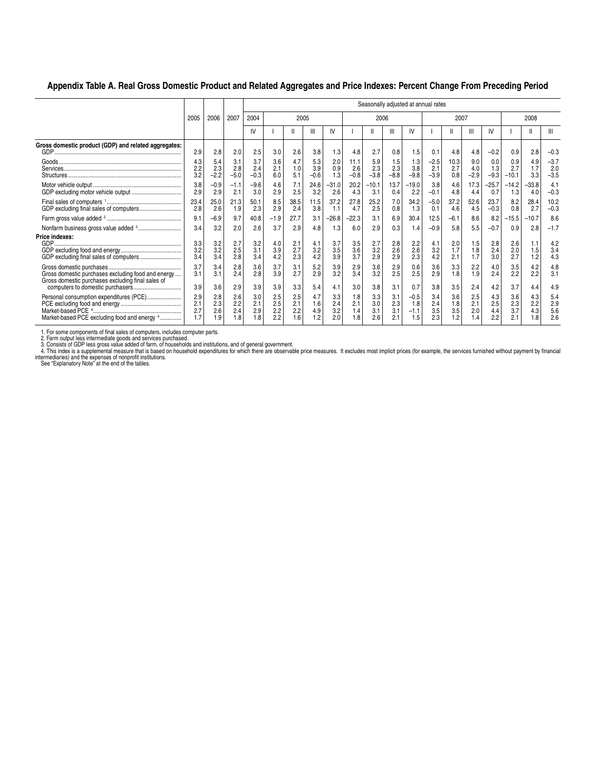## Appendix Table A. Real Gross Domestic Product and Related Aggregates and Price Indexes: Percent Change From Preceding Period

| | 2005 | 2006 | 2007 | Seasonally adjusted at annual rates | | | | | | | | | | | | | | | |
|---|---|---|---|---|---|---|---|---|---|---|---|---|---|---|---|---|---|---|---|
| | | | | 2004 | 2005 | | | | 2006 | | | | 2007 | | | | 2008 | | |
| | | | | IV | I | II | III | IV | I | II | III | IV | I | II | III | IV | I | II | III |
| **Gross domestic product (GDP) and related aggregates:** | | | | | | | | | | | | | | | | | | | |
| GDP | 2.9 | 2.8 | 2.0 | 2.5 | 3.0 | 2.6 | 3.8 | 1.3 | 4.8 | 2.7 | 0.8 | 1.5 | 0.1 | 4.8 | 4.8 | −0.2 | 0.9 | 2.8 | −0.3 |
| Goods | 4.3 | 5.4 | 3.1 | 3.7 | 3.6 | 4.7 | 5.3 | 2.0 | 11.1 | 5.9 | 1.5 | 1.3 | −2.5 | 10.3 | 9.0 | 0.0 | 0.9 | 4.9 | −3.7 |
| Services | 2.2 | 2.3 | 2.8 | 2.4 | 2.1 | 1.0 | 3.9 | 0.9 | 2.6 | 2.3 | 2.3 | 3.8 | 2.1 | 2.7 | 4.0 | 1.3 | 2.7 | 1.7 | 2.0 |
| Structures | 3.2 | −2.2 | −5.0 | −0.3 | 6.0 | 5.1 | −0.6 | 1.3 | −0.8 | −3.8 | −8.8 | −9.8 | −3.9 | 0.8 | −2.9 | −9.3 | −10.1 | 3.3 | −3.5 |
| Motor vehicle output | 3.8 | −0.9 | −1.1 | −9.6 | 4.6 | 7.1 | 24.6 | −31.0 | 20.2 | −10.1 | 13.7 | −19.0 | 3.8 | 4.6 | 17.3 | −25.7 | −14.2 | −33.8 | 4.1 |
| GDP excluding motor vehicle output | 2.9 | 2.9 | 2.1 | 3.0 | 2.9 | 2.5 | 3.2 | 2.6 | 4.3 | 3.1 | 0.4 | 2.2 | −0.1 | 4.8 | 4.4 | 0.7 | 1.3 | 4.0 | −0.3 |
| Final sales of computers [1] | 23.4 | 25.0 | 21.3 | 50.1 | 8.5 | 38.5 | 11.5 | 37.2 | 27.8 | 25.2 | 7.0 | 34.2 | −5.0 | 37.2 | 52.6 | 23.7 | 8.2 | 28.4 | 10.2 |
| GDP excluding final sales of computers | 2.8 | 2.6 | 1.9 | 2.3 | 2.9 | 2.4 | 3.8 | 1.1 | 4.7 | 2.5 | 0.8 | 1.3 | 0.1 | 4.6 | 4.5 | −0.3 | 0.8 | 2.7 | −0.3 |
| Farm gross value added [2] | 9.1 | −6.9 | 9.7 | 40.8 | −1.9 | 27.7 | 3.1 | −26.8 | −22.3 | 3.1 | 6.9 | 30.4 | 12.5 | −6.1 | 8.6 | 8.2 | −15.5 | −10.7 | 8.6 |
| Nonfarm business gross value added [3] | 3.4 | 3.2 | 2.0 | 2.6 | 3.7 | 2.9 | 4.8 | 1.3 | 6.0 | 2.9 | 0.3 | 1.4 | −0.9 | 5.8 | 5.5 | −0.7 | 0.9 | 2.8 | −1.7 |
| **Price indexes:** | | | | | | | | | | | | | | | | | | | |
| GDP | 3.3 | 3.2 | 2.7 | 3.2 | 4.0 | 2.1 | 4.1 | 3.7 | 3.5 | 2.7 | 2.8 | 2.2 | 4.1 | 2.0 | 1.5 | 2.8 | 2.6 | 1.1 | 4.2 |
| GDP excluding food and energy | 3.2 | 3.2 | 2.5 | 3.1 | 3.9 | 2.7 | 3.2 | 3.5 | 3.6 | 3.2 | 2.6 | 2.6 | 3.2 | 1.7 | 1.8 | 2.4 | 2.0 | 1.5 | 3.4 |
| GDP excluding final sales of computers | 3.4 | 3.4 | 2.8 | 3.4 | 4.2 | 2.3 | 4.2 | 3.9 | 3.7 | 2.9 | 2.9 | 2.3 | 4.2 | 2.1 | 1.7 | 3.0 | 2.7 | 1.2 | 4.3 |
| Gross domestic purchases | 3.7 | 3.4 | 2.8 | 3.6 | 3.7 | 3.1 | 5.2 | 3.9 | 2.9 | 3.6 | 2.9 | 0.6 | 3.6 | 3.3 | 2.2 | 4.0 | 3.5 | 4.2 | 4.8 |
| Gross domestic purchases excluding food and energy | 3.1 | 3.1 | 2.4 | 2.8 | 3.9 | 2.7 | 2.9 | 3.2 | 3.4 | 3.2 | 2.5 | 2.5 | 2.9 | 1.8 | 1.9 | 2.4 | 2.2 | 2.2 | 3.1 |
| Gross domestic purchases excluding final sales of computers to domestic purchasers | 3.9 | 3.6 | 2.9 | 3.9 | 3.9 | 3.3 | 5.4 | 4.1 | 3.0 | 3.8 | 3.1 | 0.7 | 3.8 | 3.5 | 2.4 | 4.2 | 3.7 | 4.4 | 4.9 |
| Personal consumption expenditures (PCE) | 2.9 | 2.8 | 2.6 | 3.0 | 2.5 | 2.5 | 4.7 | 3.3 | 1.8 | 3.3 | 3.1 | −0.5 | 3.4 | 3.6 | 2.5 | 4.3 | 3.6 | 4.3 | 5.4 |
| PCE excluding food and energy | 2.1 | 2.3 | 2.2 | 2.1 | 2.5 | 2.1 | 1.6 | 2.4 | 2.1 | 3.0 | 2.3 | 1.8 | 2.4 | 1.8 | 2.1 | 2.5 | 2.3 | 2.2 | 2.9 |
| Market-based PCE [4] | 2.7 | 2.6 | 2.4 | 2.9 | 2.2 | 2.2 | 4.9 | 3.2 | 1.4 | 3.1 | 3.1 | −1.1 | 3.5 | 3.5 | 2.0 | 4.4 | 3.7 | 4.3 | 5.6 |
| Market-based PCE excluding food and energy [4] | 1.7 | 1.9 | 1.8 | 1.8 | 2.2 | 1.6 | 1.2 | 2.0 | 1.8 | 2.6 | 2.1 | 1.5 | 2.3 | 1.2 | 1.4 | 2.2 | 2.1 | 1.8 | 2.6 |

1. For some components of final sales of computers, includes computer parts.
2. Farm output less intermediate goods and services purchased.
3. Consists of GDP less gross value added of farm, of households and institutions, and of general government.
4. This index is a supplemental measure that is based on household expenditures for which there are observable price measures. It excludes most implicit prices (for example, the services furnished without payment by financial intermediaries) and the expenses of nonprofit institutions.

See "Explanatory Note" at the end of the tables.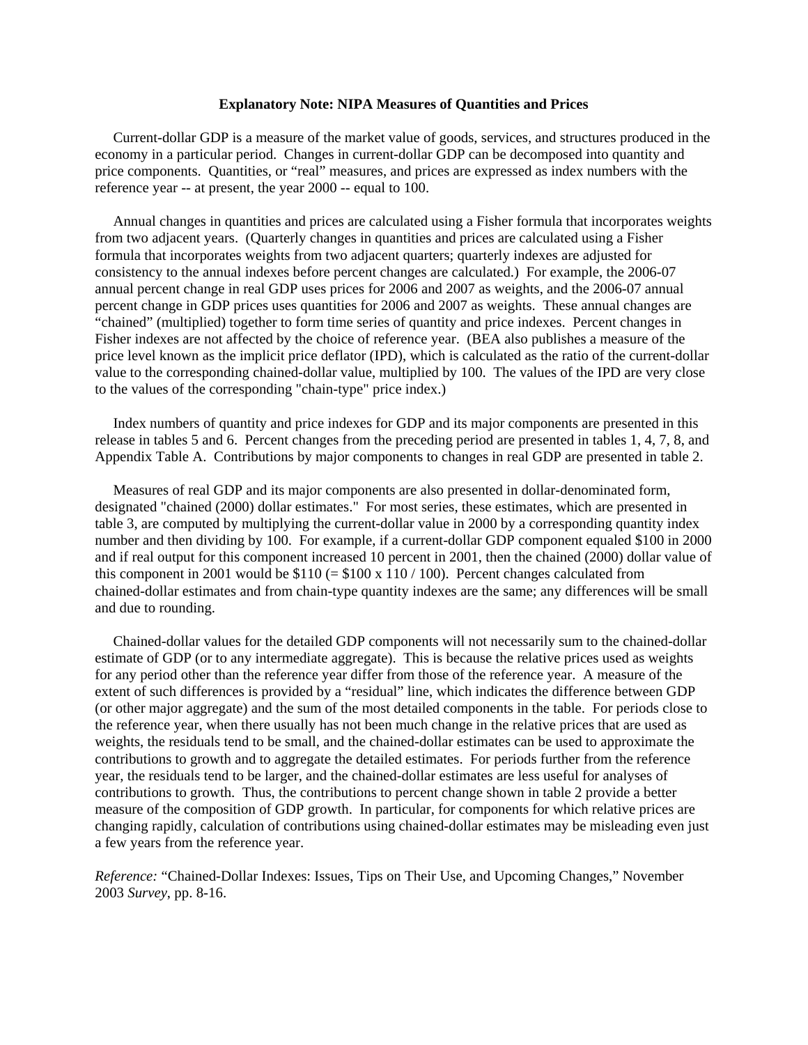**Explanatory Note: NIPA Measures of Quantities and Prices**

Current-dollar GDP is a measure of the market value of goods, services, and structures produced in the economy in a particular period. Changes in current-dollar GDP can be decomposed into quantity and price components. Quantities, or "real" measures, and prices are expressed as index numbers with the reference year -- at present, the year 2000 -- equal to 100.

Annual changes in quantities and prices are calculated using a Fisher formula that incorporates weights from two adjacent years. (Quarterly changes in quantities and prices are calculated using a Fisher formula that incorporates weights from two adjacent quarters; quarterly indexes are adjusted for consistency to the annual indexes before percent changes are calculated.) For example, the 2006-07 annual percent change in real GDP uses prices for 2006 and 2007 as weights, and the 2006-07 annual percent change in GDP prices uses quantities for 2006 and 2007 as weights. These annual changes are "chained" (multiplied) together to form time series of quantity and price indexes. Percent changes in Fisher indexes are not affected by the choice of reference year. (BEA also publishes a measure of the price level known as the implicit price deflator (IPD), which is calculated as the ratio of the current-dollar value to the corresponding chained-dollar value, multiplied by 100. The values of the IPD are very close to the values of the corresponding "chain-type" price index.)

Index numbers of quantity and price indexes for GDP and its major components are presented in this release in tables 5 and 6. Percent changes from the preceding period are presented in tables 1, 4, 7, 8, and Appendix Table A. Contributions by major components to changes in real GDP are presented in table 2.

Measures of real GDP and its major components are also presented in dollar-denominated form, designated "chained (2000) dollar estimates." For most series, these estimates, which are presented in table 3, are computed by multiplying the current-dollar value in 2000 by a corresponding quantity index number and then dividing by 100. For example, if a current-dollar GDP component equaled $100 in 2000 and if real output for this component increased 10 percent in 2001, then the chained (2000) dollar value of this component in 2001 would be $110 (= $100 x 110 / 100). Percent changes calculated from chained-dollar estimates and from chain-type quantity indexes are the same; any differences will be small and due to rounding.

Chained-dollar values for the detailed GDP components will not necessarily sum to the chained-dollar estimate of GDP (or to any intermediate aggregate). This is because the relative prices used as weights for any period other than the reference year differ from those of the reference year. A measure of the extent of such differences is provided by a "residual" line, which indicates the difference between GDP (or other major aggregate) and the sum of the most detailed components in the table. For periods close to the reference year, when there usually has not been much change in the relative prices that are used as weights, the residuals tend to be small, and the chained-dollar estimates can be used to approximate the contributions to growth and to aggregate the detailed estimates. For periods further from the reference year, the residuals tend to be larger, and the chained-dollar estimates are less useful for analyses of contributions to growth. Thus, the contributions to percent change shown in table 2 provide a better measure of the composition of GDP growth. In particular, for components for which relative prices are changing rapidly, calculation of contributions using chained-dollar estimates may be misleading even just a few years from the reference year.

*Reference:* "Chained-Dollar Indexes: Issues, Tips on Their Use, and Upcoming Changes," November 2003 *Survey*, pp. 8-16.